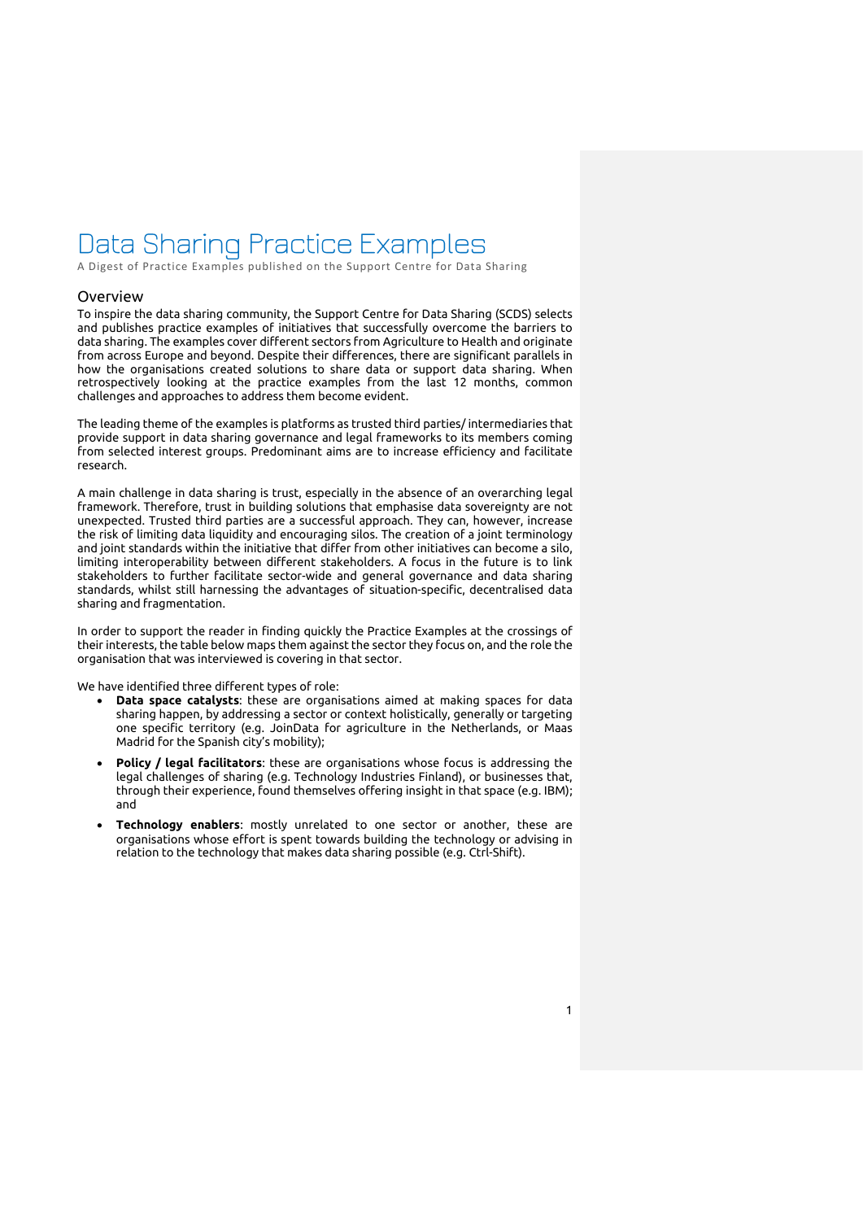# Data Sharing Practice Examples

A Digest of Practice Examples published on the Support Centre for Data Sharing

## Overview

To inspire the data sharing community, the Support Centre for Data Sharing (SCDS) selects and publishes practice examples of initiatives that successfully overcome the barriers to data sharing. The examples cover different sectors from Agriculture to Health and originate from across Europe and beyond. Despite their differences, there are significant parallels in how the organisations created solutions to share data or support data sharing. When retrospectively looking at the practice examples from the last 12 months, common challenges and approaches to address them become evident.

The leading theme of the examples is platforms as trusted third parties/ intermediaries that provide support in data sharing governance and legal frameworks to its members coming from selected interest groups. Predominant aims are to increase efficiency and facilitate research.

A main challenge in data sharing is trust, especially in the absence of an overarching legal framework. Therefore, trust in building solutions that emphasise data sovereignty are not unexpected. Trusted third parties are a successful approach. They can, however, increase the risk of limiting data liquidity and encouraging silos. The creation of a joint terminology and joint standards within the initiative that differ from other initiatives can become a silo, limiting interoperability between different stakeholders. A focus in the future is to link stakeholders to further facilitate sector-wide and general governance and data sharing standards, whilst still harnessing the advantages of situation-specific, decentralised data sharing and fragmentation.

In order to support the reader in finding quickly the Practice Examples at the crossings of their interests, the table below maps them against the sector they focus on, and the role the organisation that was interviewed is covering in that sector.

We have identified three different types of role:

- **Data space catalysts**: these are organisations aimed at making spaces for data sharing happen, by addressing a sector or context holistically, generally or targeting one specific territory (e.g. JoinData for agriculture in the Netherlands, or Maas Madrid for the Spanish city's mobility);
- **Policy / legal facilitators**: these are organisations whose focus is addressing the legal challenges of sharing (e.g. Technology Industries Finland), or businesses that, through their experience, found themselves offering insight in that space (e.g. IBM); and
- **Technology enablers**: mostly unrelated to one sector or another, these are organisations whose effort is spent towards building the technology or advising in relation to the technology that makes data sharing possible (e.g. Ctrl-Shift).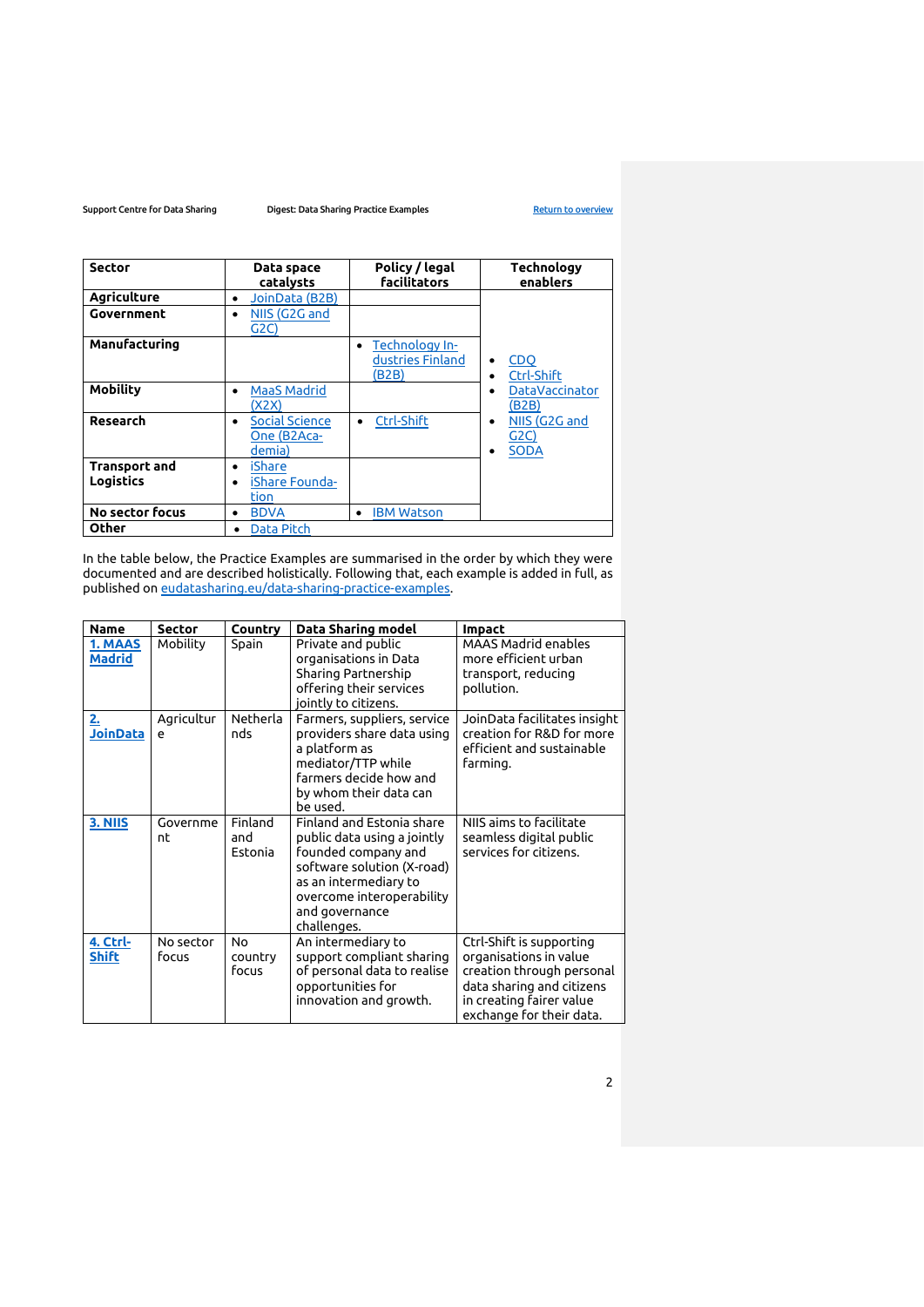| Sector | Data space catalysts | Policy / legal facilitators | Technology enablers |
|---|---|---|---|
| **Agriculture** | • JoinData (B2B) | | • CDQ<br>• Ctrl-Shift<br>• DataVaccinator (B2B)<br>• NIIS (G2G and G2C)<br>• SODA |
| **Government** | • NIIS (G2G and G2C) | | |
| **Manufacturing** | | • Technology Industries Finland (B2B) | |
| **Mobility** | • MaaS Madrid (X2X) | | |
| **Research** | • Social Science One (B2Academia) | • Ctrl-Shift | |
| **Transport and Logistics** | • iShare<br>• iShare Foundation | | |
| **No sector focus** | • BDVA | • IBM Watson | |
| **Other** | • Data Pitch | | |

In the table below, the Practice Examples are summarised in the order by which they were documented and are described holistically. Following that, each example is added in full, as published on eudatasharing.eu/data-sharing-practice-examples.

| Name | Sector | Country | Data Sharing model | Impact |
|---|---|---|---|---|
| **1. MAAS Madrid** | Mobility | Spain | Private and public organisations in Data Sharing Partnership offering their services jointly to citizens. | MAAS Madrid enables more efficient urban transport, reducing pollution. |
| **2. JoinData** | Agriculture | Netherlands | Farmers, suppliers, service providers share data using a platform as mediator/TTP while farmers decide how and by whom their data can be used. | JoinData facilitates insight creation for R&D for more efficient and sustainable farming. |
| **3. NIIS** | Government | Finland and Estonia | Finland and Estonia share public data using a jointly founded company and software solution (X-road) as an intermediary to overcome interoperability and governance challenges. | NIIS aims to facilitate seamless digital public services for citizens. |
| **4. Ctrl-Shift** | No sector focus | No country focus | An intermediary to support compliant sharing of personal data to realise opportunities for innovation and growth. | Ctrl-Shift is supporting organisations in value creation through personal data sharing and citizens in creating fairer value exchange for their data. |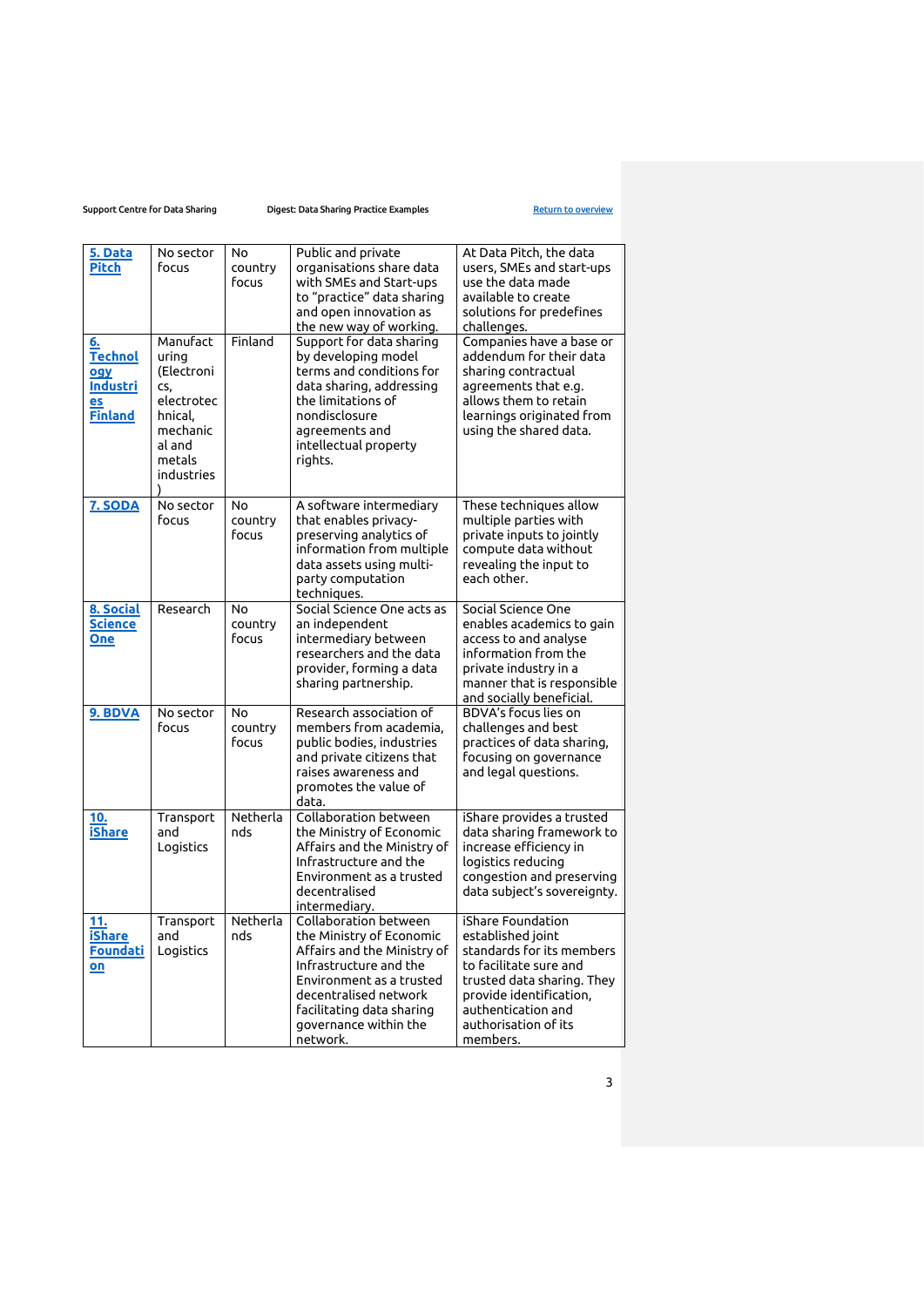| 5. Data Pitch | No sector focus | No country focus | Public and private organisations share data with SMEs and Start-ups to "practice" data sharing and open innovation as the new way of working. | At Data Pitch, the data users, SMEs and start-ups use the data made available to create solutions for predefines challenges. |
|---|---|---|---|---|
| 6. Technology Industries Finland | Manufacturing (Electronics, electrotechnical, mechanical and metals industries) | Finland | Support for data sharing by developing model terms and conditions for data sharing, addressing the limitations of nondisclosure agreements and intellectual property rights. | Companies have a base or addendum for their data sharing contractual agreements that e.g. allows them to retain learnings originated from using the shared data. |
| 7. SODA | No sector focus | No country focus | A software intermediary that enables privacy-preserving analytics of information from multiple data assets using multi-party computation techniques. | These techniques allow multiple parties with private inputs to jointly compute data without revealing the input to each other. |
| 8. Social Science One | Research | No country focus | Social Science One acts as an independent intermediary between researchers and the data provider, forming a data sharing partnership. | Social Science One enables academics to gain access to and analyse information from the private industry in a manner that is responsible and socially beneficial. |
| 9. BDVA | No sector focus | No country focus | Research association of members from academia, public bodies, industries and private citizens that raises awareness and promotes the value of data. | BDVA's focus lies on challenges and best practices of data sharing, focusing on governance and legal questions. |
| 10. iShare | Transport and Logistics | Netherlands | Collaboration between the Ministry of Economic Affairs and the Ministry of Infrastructure and the Environment as a trusted decentralised intermediary. | iShare provides a trusted data sharing framework to increase efficiency in logistics reducing congestion and preserving data subject's sovereignty. |
| 11. iShare Foundation | Transport and Logistics | Netherlands | Collaboration between the Ministry of Economic Affairs and the Ministry of Infrastructure and the Environment as a trusted decentralised network facilitating data sharing governance within the network. | iShare Foundation established joint standards for its members to facilitate sure and trusted data sharing. They provide identification, authentication and authorisation of its members. |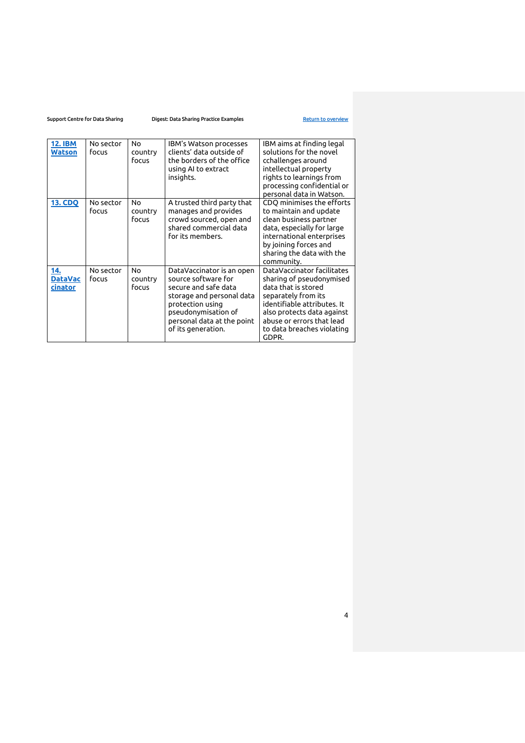| [12. IBM Watson]() | No sector focus | No country focus | IBM's Watson processes clients' data outside of the borders of the office using AI to extract insights. | IBM aims at finding legal solutions for the novel cchallenges around intellectual property rights to learnings from processing confidential or personal data in Watson. |
|---|---|---|---|---|
| [13. CDQ]() | No sector focus | No country focus | A trusted third party that manages and provides crowd sourced, open and shared commercial data for its members. | CDQ minimises the efforts to maintain and update clean business partner data, especially for large international enterprises by joining forces and sharing the data with the community. |
| [14. DataVaccinator]() | No sector focus | No country focus | DataVaccinator is an open source software for secure and safe data storage and personal data protection using pseudonymisation of personal data at the point of its generation. | DataVaccinator facilitates sharing of pseudonymised data that is stored separately from its identifiable attributes. It also protects data against abuse or errors that lead to data breaches violating GDPR. |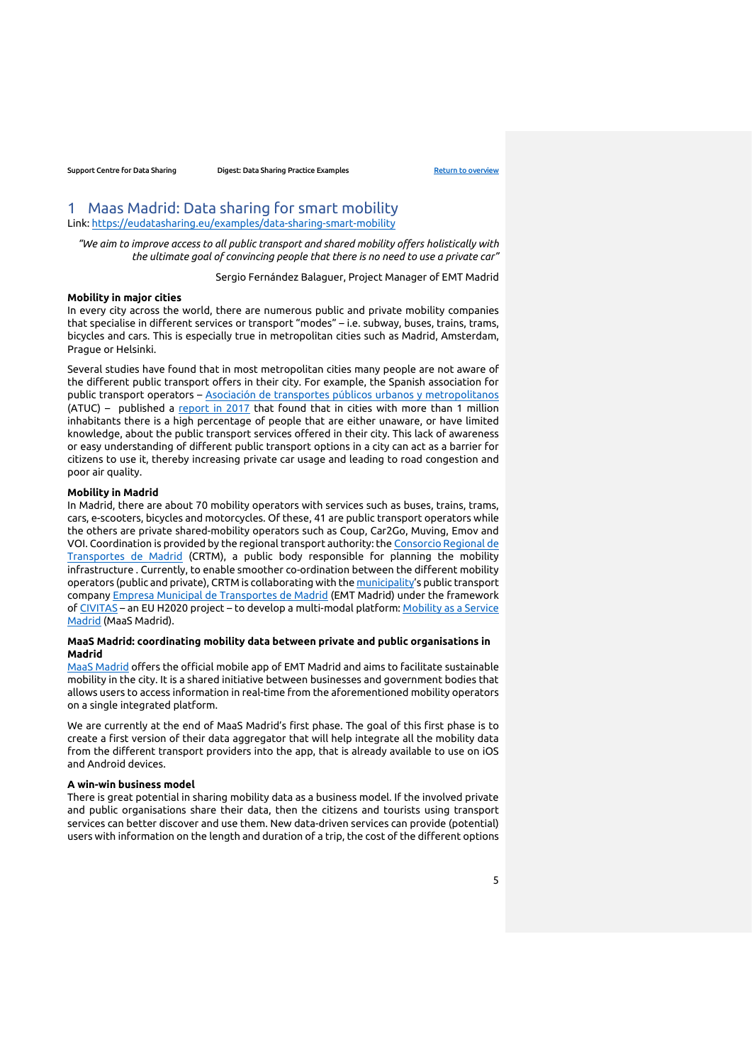# 1 Maas Madrid: Data sharing for smart mobility

Link: https://eudatasharing.eu/examples/data-sharing-smart-mobility

> *"We aim to improve access to all public transport and shared mobility offers holistically with the ultimate goal of convincing people that there is no need to use a private car"*
>
> Sergio Fernández Balaguer, Project Manager of EMT Madrid

**Mobility in major cities**

In every city across the world, there are numerous public and private mobility companies that specialise in different services or transport "modes" – i.e. subway, buses, trains, trams, bicycles and cars. This is especially true in metropolitan cities such as Madrid, Amsterdam, Prague or Helsinki.

Several studies have found that in most metropolitan cities many people are not aware of the different public transport offers in their city. For example, the Spanish association for public transport operators – Asociación de transportes públicos urbanos y metropolitanos (ATUC) – published a report in 2017 that found that in cities with more than 1 million inhabitants there is a high percentage of people that are either unaware, or have limited knowledge, about the public transport services offered in their city. This lack of awareness or easy understanding of different public transport options in a city can act as a barrier for citizens to use it, thereby increasing private car usage and leading to road congestion and poor air quality.

**Mobility in Madrid**

In Madrid, there are about 70 mobility operators with services such as buses, trains, trams, cars, e-scooters, bicycles and motorcycles. Of these, 41 are public transport operators while the others are private shared-mobility operators such as Coup, Car2Go, Muving, Emov and VOI. Coordination is provided by the regional transport authority: the Consorcio Regional de Transportes de Madrid (CRTM), a public body responsible for planning the mobility infrastructure . Currently, to enable smoother co-ordination between the different mobility operators (public and private), CRTM is collaborating with the municipality's public transport company Empresa Municipal de Transportes de Madrid (EMT Madrid) under the framework of CIVITAS – an EU H2020 project – to develop a multi-modal platform: Mobility as a Service Madrid (MaaS Madrid).

**MaaS Madrid: coordinating mobility data between private and public organisations in Madrid**

MaaS Madrid offers the official mobile app of EMT Madrid and aims to facilitate sustainable mobility in the city. It is a shared initiative between businesses and government bodies that allows users to access information in real-time from the aforementioned mobility operators on a single integrated platform.

We are currently at the end of MaaS Madrid's first phase. The goal of this first phase is to create a first version of their data aggregator that will help integrate all the mobility data from the different transport providers into the app, that is already available to use on iOS and Android devices.

**A win-win business model**

There is great potential in sharing mobility data as a business model. If the involved private and public organisations share their data, then the citizens and tourists using transport services can better discover and use them. New data-driven services can provide (potential) users with information on the length and duration of a trip, the cost of the different options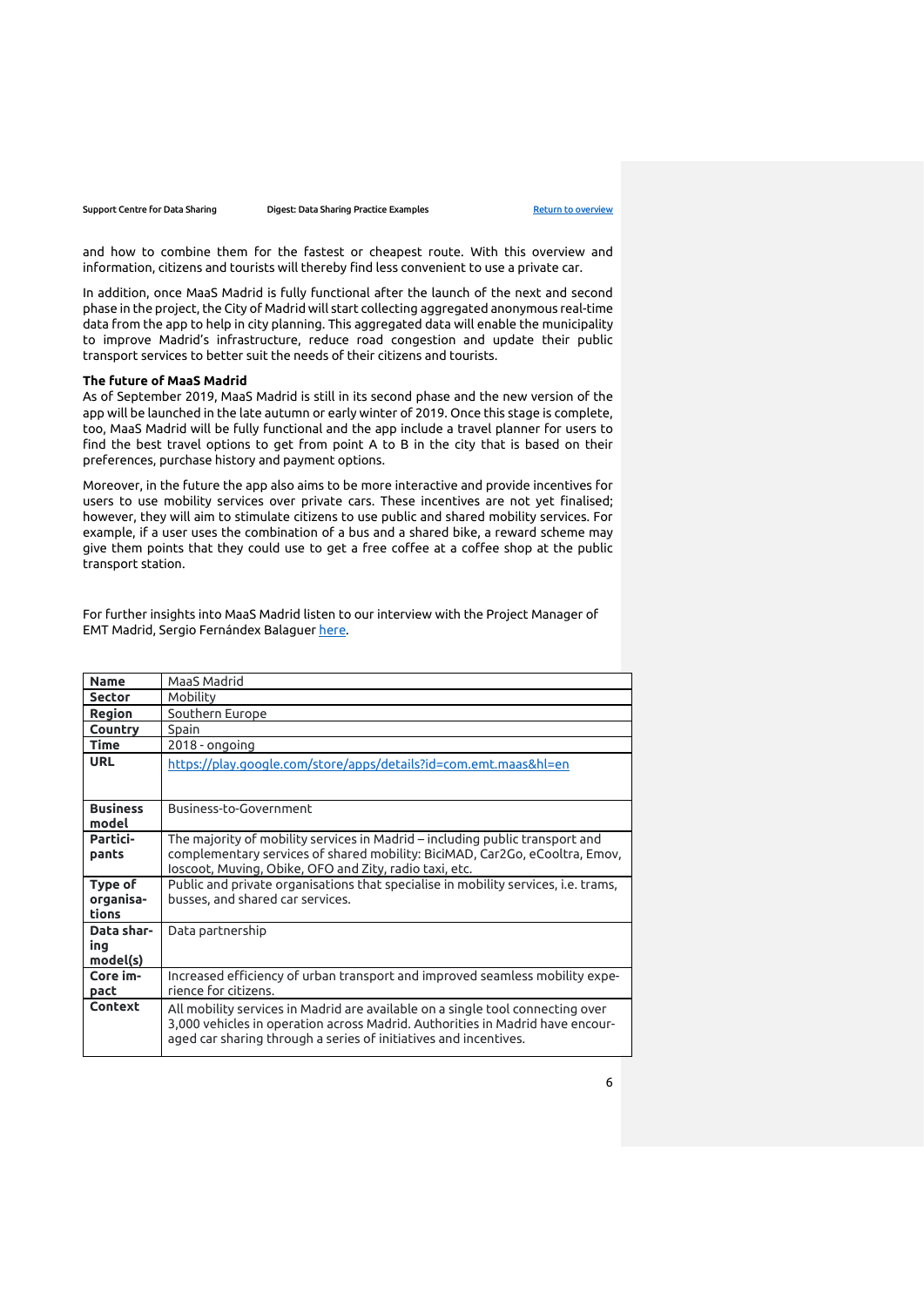and how to combine them for the fastest or cheapest route. With this overview and information, citizens and tourists will thereby find less convenient to use a private car.

In addition, once MaaS Madrid is fully functional after the launch of the next and second phase in the project, the City of Madrid will start collecting aggregated anonymous real-time data from the app to help in city planning. This aggregated data will enable the municipality to improve Madrid's infrastructure, reduce road congestion and update their public transport services to better suit the needs of their citizens and tourists.

**The future of MaaS Madrid**

As of September 2019, MaaS Madrid is still in its second phase and the new version of the app will be launched in the late autumn or early winter of 2019. Once this stage is complete, too, MaaS Madrid will be fully functional and the app include a travel planner for users to find the best travel options to get from point A to B in the city that is based on their preferences, purchase history and payment options.

Moreover, in the future the app also aims to be more interactive and provide incentives for users to use mobility services over private cars. These incentives are not yet finalised; however, they will aim to stimulate citizens to use public and shared mobility services. For example, if a user uses the combination of a bus and a shared bike, a reward scheme may give them points that they could use to get a free coffee at a coffee shop at the public transport station.

For further insights into MaaS Madrid listen to our interview with the Project Manager of EMT Madrid, Sergio Fernández Balaguer here.

| **Name** | MaaS Madrid |
|---|---|
| **Sector** | Mobility |
| **Region** | Southern Europe |
| **Country** | Spain |
| **Time** | 2018 - ongoing |
| **URL** | https://play.google.com/store/apps/details?id=com.emt.maas&hl=en |
| **Business model** | Business-to-Government |
| **Participants** | The majority of mobility services in Madrid – including public transport and complementary services of shared mobility: BiciMAD, Car2Go, eCooltra, Emov, Ioscoot, Muving, Obike, OFO and Zity, radio taxi, etc. |
| **Type of organisations** | Public and private organisations that specialise in mobility services, i.e. trams, busses, and shared car services. |
| **Data sharing model(s)** | Data partnership |
| **Core impact** | Increased efficiency of urban transport and improved seamless mobility experience for citizens. |
| **Context** | All mobility services in Madrid are available on a single tool connecting over 3,000 vehicles in operation across Madrid. Authorities in Madrid have encouraged car sharing through a series of initiatives and incentives. |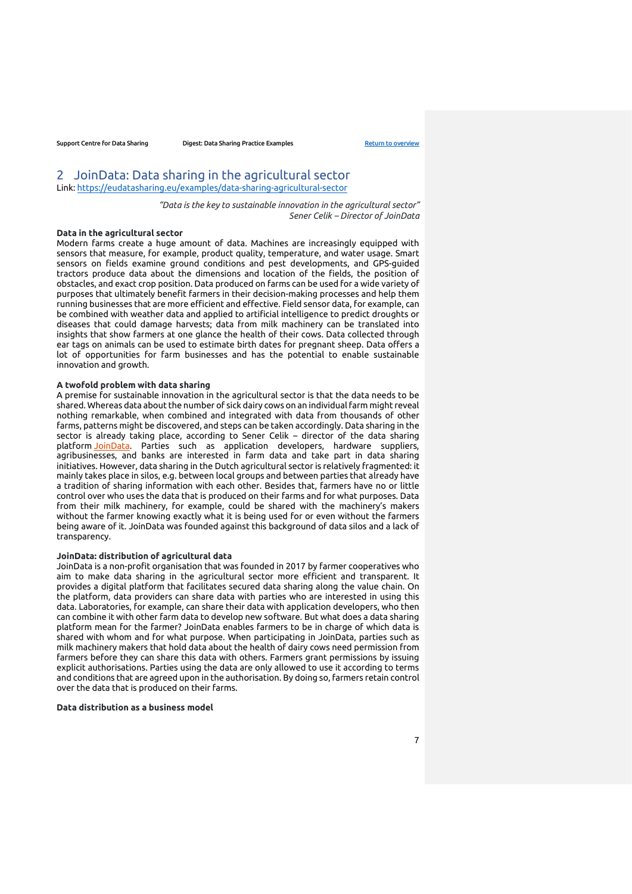## 2 JoinData: Data sharing in the agricultural sector

Link: https://eudatasharing.eu/examples/data-sharing-agricultural-sector

*"Data is the key to sustainable innovation in the agricultural sector"*
*Sener Celik – Director of JoinData*

**Data in the agricultural sector**

Modern farms create a huge amount of data. Machines are increasingly equipped with sensors that measure, for example, product quality, temperature, and water usage. Smart sensors on fields examine ground conditions and pest developments, and GPS-guided tractors produce data about the dimensions and location of the fields, the position of obstacles, and exact crop position. Data produced on farms can be used for a wide variety of purposes that ultimately benefit farmers in their decision-making processes and help them running businesses that are more efficient and effective. Field sensor data, for example, can be combined with weather data and applied to artificial intelligence to predict droughts or diseases that could damage harvests; data from milk machinery can be translated into insights that show farmers at one glance the health of their cows. Data collected through ear tags on animals can be used to estimate birth dates for pregnant sheep. Data offers a lot of opportunities for farm businesses and has the potential to enable sustainable innovation and growth.

**A twofold problem with data sharing**

A premise for sustainable innovation in the agricultural sector is that the data needs to be shared. Whereas data about the number of sick dairy cows on an individual farm might reveal nothing remarkable, when combined and integrated with data from thousands of other farms, patterns might be discovered, and steps can be taken accordingly. Data sharing in the sector is already taking place, according to Sener Celik – director of the data sharing platform JoinData. Parties such as application developers, hardware suppliers, agribusinesses, and banks are interested in farm data and take part in data sharing initiatives. However, data sharing in the Dutch agricultural sector is relatively fragmented: it mainly takes place in silos, e.g. between local groups and between parties that already have a tradition of sharing information with each other. Besides that, farmers have no or little control over who uses the data that is produced on their farms and for what purposes. Data from their milk machinery, for example, could be shared with the machinery's makers without the farmer knowing exactly what it is being used for or even without the farmers being aware of it. JoinData was founded against this background of data silos and a lack of transparency.

**JoinData: distribution of agricultural data**

JoinData is a non-profit organisation that was founded in 2017 by farmer cooperatives who aim to make data sharing in the agricultural sector more efficient and transparent. It provides a digital platform that facilitates secured data sharing along the value chain. On the platform, data providers can share data with parties who are interested in using this data. Laboratories, for example, can share their data with application developers, who then can combine it with other farm data to develop new software. But what does a data sharing platform mean for the farmer? JoinData enables farmers to be in charge of which data is shared with whom and for what purpose. When participating in JoinData, parties such as milk machinery makers that hold data about the health of dairy cows need permission from farmers before they can share this data with others. Farmers grant permissions by issuing explicit authorisations. Parties using the data are only allowed to use it according to terms and conditions that are agreed upon in the authorisation. By doing so, farmers retain control over the data that is produced on their farms.

**Data distribution as a business model**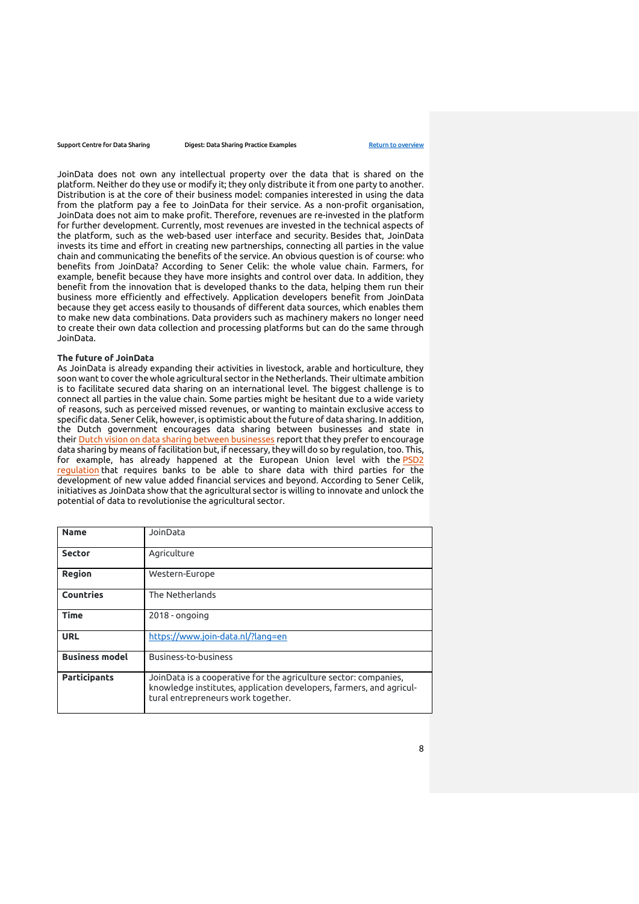JoinData does not own any intellectual property over the data that is shared on the platform. Neither do they use or modify it; they only distribute it from one party to another. Distribution is at the core of their business model: companies interested in using the data from the platform pay a fee to JoinData for their service. As a non-profit organisation, JoinData does not aim to make profit. Therefore, revenues are re-invested in the platform for further development. Currently, most revenues are invested in the technical aspects of the platform, such as the web-based user interface and security. Besides that, JoinData invests its time and effort in creating new partnerships, connecting all parties in the value chain and communicating the benefits of the service. An obvious question is of course: who benefits from JoinData? According to Sener Celik: the whole value chain. Farmers, for example, benefit because they have more insights and control over data. In addition, they benefit from the innovation that is developed thanks to the data, helping them run their business more efficiently and effectively. Application developers benefit from JoinData because they get access easily to thousands of different data sources, which enables them to make new data combinations. Data providers such as machinery makers no longer need to create their own data collection and processing platforms but can do the same through JoinData.

**The future of JoinData**

As JoinData is already expanding their activities in livestock, arable and horticulture, they soon want to cover the whole agricultural sector in the Netherlands. Their ultimate ambition is to facilitate secured data sharing on an international level. The biggest challenge is to connect all parties in the value chain. Some parties might be hesitant due to a wide variety of reasons, such as perceived missed revenues, or wanting to maintain exclusive access to specific data. Sener Celik, however, is optimistic about the future of data sharing. In addition, the Dutch government encourages data sharing between businesses and state in their Dutch vision on data sharing between businesses report that they prefer to encourage data sharing by means of facilitation but, if necessary, they will do so by regulation, too. This, for example, has already happened at the European Union level with the PSD2 regulation that requires banks to be able to share data with third parties for the development of new value added financial services and beyond. According to Sener Celik, initiatives as JoinData show that the agricultural sector is willing to innovate and unlock the potential of data to revolutionise the agricultural sector.

| **Name** | JoinData |
|---|---|
| **Sector** | Agriculture |
| **Region** | Western-Europe |
| **Countries** | The Netherlands |
| **Time** | 2018 - ongoing |
| **URL** | https://www.join-data.nl/?lang=en |
| **Business model** | Business-to-business |
| **Participants** | JoinData is a cooperative for the agriculture sector: companies, knowledge institutes, application developers, farmers, and agricultural entrepreneurs work together. |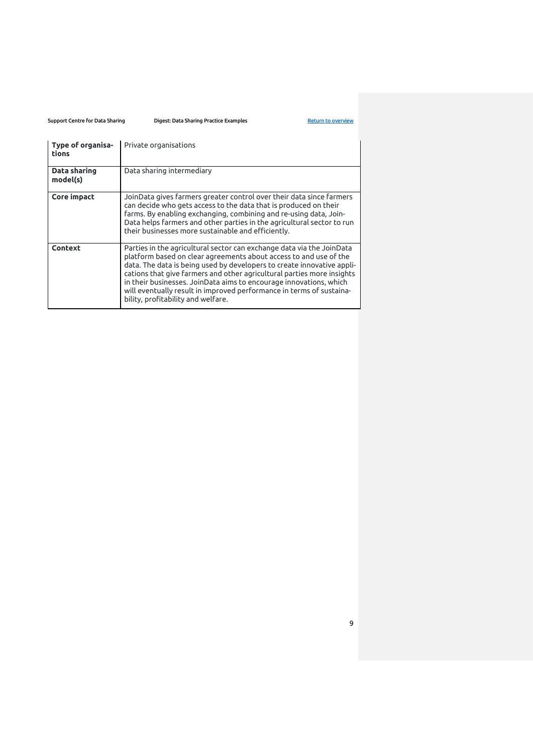| **Type of organisations** | Private organisations |
| --- | --- |
| **Data sharing model(s)** | Data sharing intermediary |
| **Core impact** | JoinData gives farmers greater control over their data since farmers can decide who gets access to the data that is produced on their farms. By enabling exchanging, combining and re-using data, JoinData helps farmers and other parties in the agricultural sector to run their businesses more sustainable and efficiently. |
| **Context** | Parties in the agricultural sector can exchange data via the JoinData platform based on clear agreements about access to and use of the data. The data is being used by developers to create innovative applications that give farmers and other agricultural parties more insights in their businesses. JoinData aims to encourage innovations, which will eventually result in improved performance in terms of sustainability, profitability and welfare. |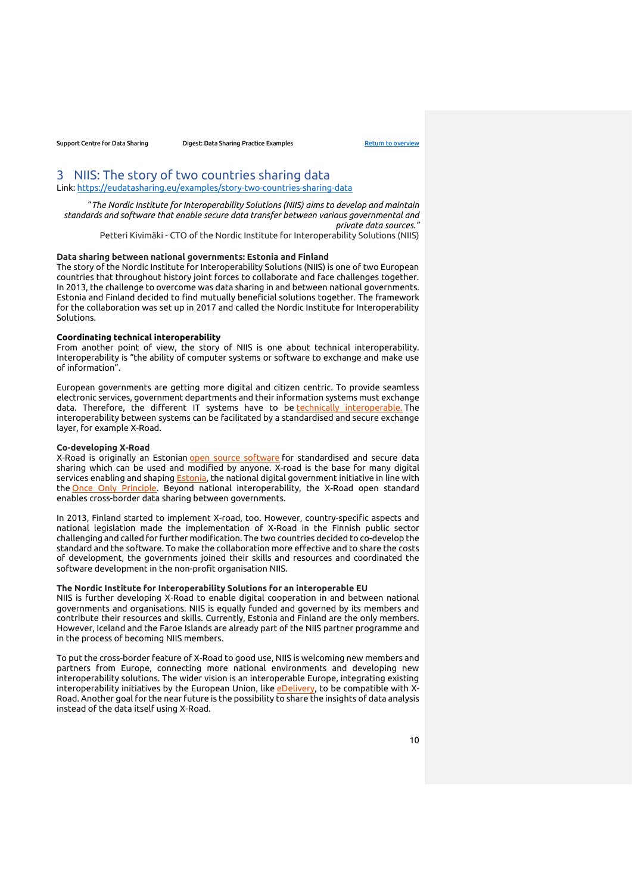## 3 NIIS: The story of two countries sharing data

Link: https://eudatasharing.eu/examples/story-two-countries-sharing-data

> "*The Nordic Institute for Interoperability Solutions (NIIS) aims to develop and maintain standards and software that enable secure data transfer between various governmental and private data sources.*"
> Petteri Kivimäki - CTO of the Nordic Institute for Interoperability Solutions (NIIS)

**Data sharing between national governments: Estonia and Finland**

The story of the Nordic Institute for Interoperability Solutions (NIIS) is one of two European countries that throughout history joint forces to collaborate and face challenges together. In 2013, the challenge to overcome was data sharing in and between national governments. Estonia and Finland decided to find mutually beneficial solutions together. The framework for the collaboration was set up in 2017 and called the Nordic Institute for Interoperability Solutions.

**Coordinating technical interoperability**

From another point of view, the story of NIIS is one about technical interoperability. Interoperability is "the ability of computer systems or software to exchange and make use of information".

European governments are getting more digital and citizen centric. To provide seamless electronic services, government departments and their information systems must exchange data. Therefore, the different IT systems have to be technically interoperable. The interoperability between systems can be facilitated by a standardised and secure exchange layer, for example X-Road.

**Co-developing X-Road**

X-Road is originally an Estonian open source software for standardised and secure data sharing which can be used and modified by anyone. X-road is the base for many digital services enabling and shaping Estonia, the national digital government initiative in line with the Once Only Principle. Beyond national interoperability, the X-Road open standard enables cross-border data sharing between governments.

In 2013, Finland started to implement X-road, too. However, country-specific aspects and national legislation made the implementation of X-Road in the Finnish public sector challenging and called for further modification. The two countries decided to co-develop the standard and the software. To make the collaboration more effective and to share the costs of development, the governments joined their skills and resources and coordinated the software development in the non-profit organisation NIIS.

**The Nordic Institute for Interoperability Solutions for an interoperable EU**

NIIS is further developing X-Road to enable digital cooperation in and between national governments and organisations. NIIS is equally funded and governed by its members and contribute their resources and skills. Currently, Estonia and Finland are the only members. However, Iceland and the Faroe Islands are already part of the NIIS partner programme and in the process of becoming NIIS members.

To put the cross-border feature of X-Road to good use, NIIS is welcoming new members and partners from Europe, connecting more national environments and developing new interoperability solutions. The wider vision is an interoperable Europe, integrating existing interoperability initiatives by the European Union, like eDelivery, to be compatible with X-Road. Another goal for the near future is the possibility to share the insights of data analysis instead of the data itself using X-Road.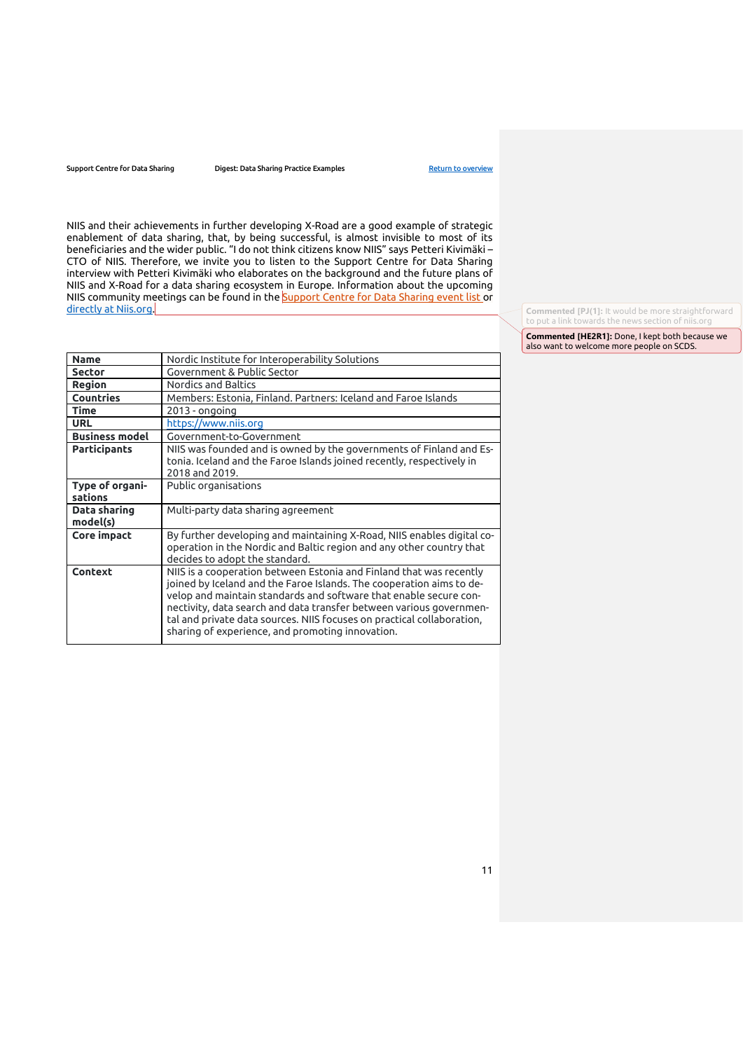NIIS and their achievements in further developing X-Road are a good example of strategic enablement of data sharing, that, by being successful, is almost invisible to most of its beneficiaries and the wider public. "I do not think citizens know NIIS" says Petteri Kivimäki – CTO of NIIS. Therefore, we invite you to listen to the Support Centre for Data Sharing interview with Petteri Kivimäki who elaborates on the background and the future plans of NIIS and X-Road for a data sharing ecosystem in Europe. Information about the upcoming NIIS community meetings can be found in the Support Centre for Data Sharing event list or directly at Niis.org.

| **Name** | Nordic Institute for Interoperability Solutions |
|---|---|
| **Sector** | Government & Public Sector |
| **Region** | Nordics and Baltics |
| **Countries** | Members: Estonia, Finland. Partners: Iceland and Faroe Islands |
| **Time** | 2013 - ongoing |
| **URL** | https://www.niis.org |
| **Business model** | Government-to-Government |
| **Participants** | NIIS was founded and is owned by the governments of Finland and Estonia. Iceland and the Faroe Islands joined recently, respectively in 2018 and 2019. |
| **Type of organisations** | Public organisations |
| **Data sharing model(s)** | Multi-party data sharing agreement |
| **Core impact** | By further developing and maintaining X-Road, NIIS enables digital co-operation in the Nordic and Baltic region and any other country that decides to adopt the standard. |
| **Context** | NIIS is a cooperation between Estonia and Finland that was recently joined by Iceland and the Faroe Islands. The cooperation aims to develop and maintain standards and software that enable secure connectivity, data search and data transfer between various governmental and private data sources. NIIS focuses on practical collaboration, sharing of experience, and promoting innovation. |

Commented [PJ(1]: It would be more straightforward to put a link towards the news section of niis.org

Commented [HE2R1]: Done, I kept both because we also want to welcome more people on SCDS.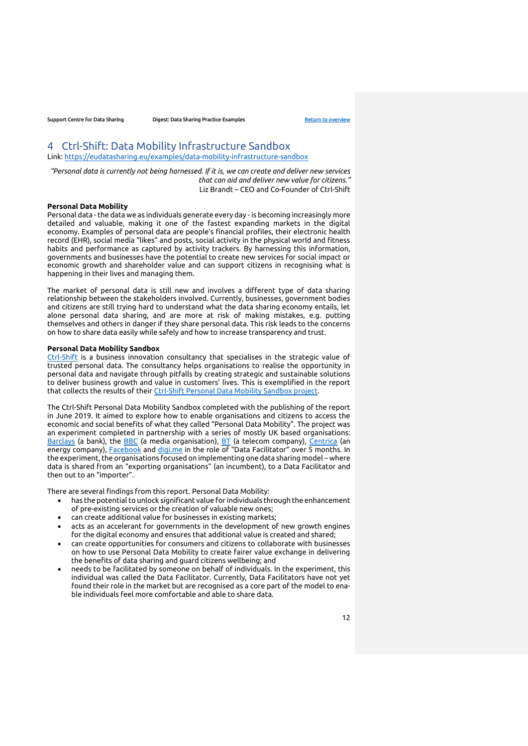## 4 Ctrl-Shift: Data Mobility Infrastructure Sandbox

Link: https://eudatasharing.eu/examples/data-mobility-infrastructure-sandbox

*"Personal data is currently not being harnessed. If it is, we can create and deliver new services that can aid and deliver new value for citizens."*
Liz Brandt – CEO and Co-Founder of Ctrl-Shift

**Personal Data Mobility**

Personal data - the data we as individuals generate every day - is becoming increasingly more detailed and valuable, making it one of the fastest expanding markets in the digital economy. Examples of personal data are people's financial profiles, their electronic health record (EHR), social media "likes" and posts, social activity in the physical world and fitness habits and performance as captured by activity trackers. By harnessing this information, governments and businesses have the potential to create new services for social impact or economic growth and shareholder value and can support citizens in recognising what is happening in their lives and managing them.

The market of personal data is still new and involves a different type of data sharing relationship between the stakeholders involved. Currently, businesses, government bodies and citizens are still trying hard to understand what the data sharing economy entails, let alone personal data sharing, and are more at risk of making mistakes, e.g. putting themselves and others in danger if they share personal data. This risk leads to the concerns on how to share data easily while safely and how to increase transparency and trust.

**Personal Data Mobility Sandbox**

Ctrl-Shift is a business innovation consultancy that specialises in the strategic value of trusted personal data. The consultancy helps organisations to realise the opportunity in personal data and navigate through pitfalls by creating strategic and sustainable solutions to deliver business growth and value in customers' lives. This is exemplified in the report that collects the results of their Ctrl-Shift Personal Data Mobility Sandbox project.

The Ctrl-Shift Personal Data Mobility Sandbox completed with the publishing of the report in June 2019. It aimed to explore how to enable organisations and citizens to access the economic and social benefits of what they called "Personal Data Mobility". The project was an experiment completed in partnership with a series of mostly UK based organisations: Barclays (a bank), the BBC (a media organisation), BT (a telecom company), Centrica (an energy company), Facebook and digi.me in the role of "Data Facilitator" over 5 months. In the experiment, the organisations focused on implementing one data sharing model – where data is shared from an "exporting organisations" (an incumbent), to a Data Facilitator and then out to an "importer".

There are several findings from this report. Personal Data Mobility:

- has the potential to unlock significant value for individuals through the enhancement of pre-existing services or the creation of valuable new ones;
- can create additional value for businesses in existing markets;
- acts as an accelerant for governments in the development of new growth engines for the digital economy and ensures that additional value is created and shared;
- can create opportunities for consumers and citizens to collaborate with businesses on how to use Personal Data Mobility to create fairer value exchange in delivering the benefits of data sharing and guard citizens wellbeing; and
- needs to be facilitated by someone on behalf of individuals. In the experiment, this individual was called the Data Facilitator. Currently, Data Facilitators have not yet found their role in the market but are recognised as a core part of the model to enable individuals feel more comfortable and able to share data.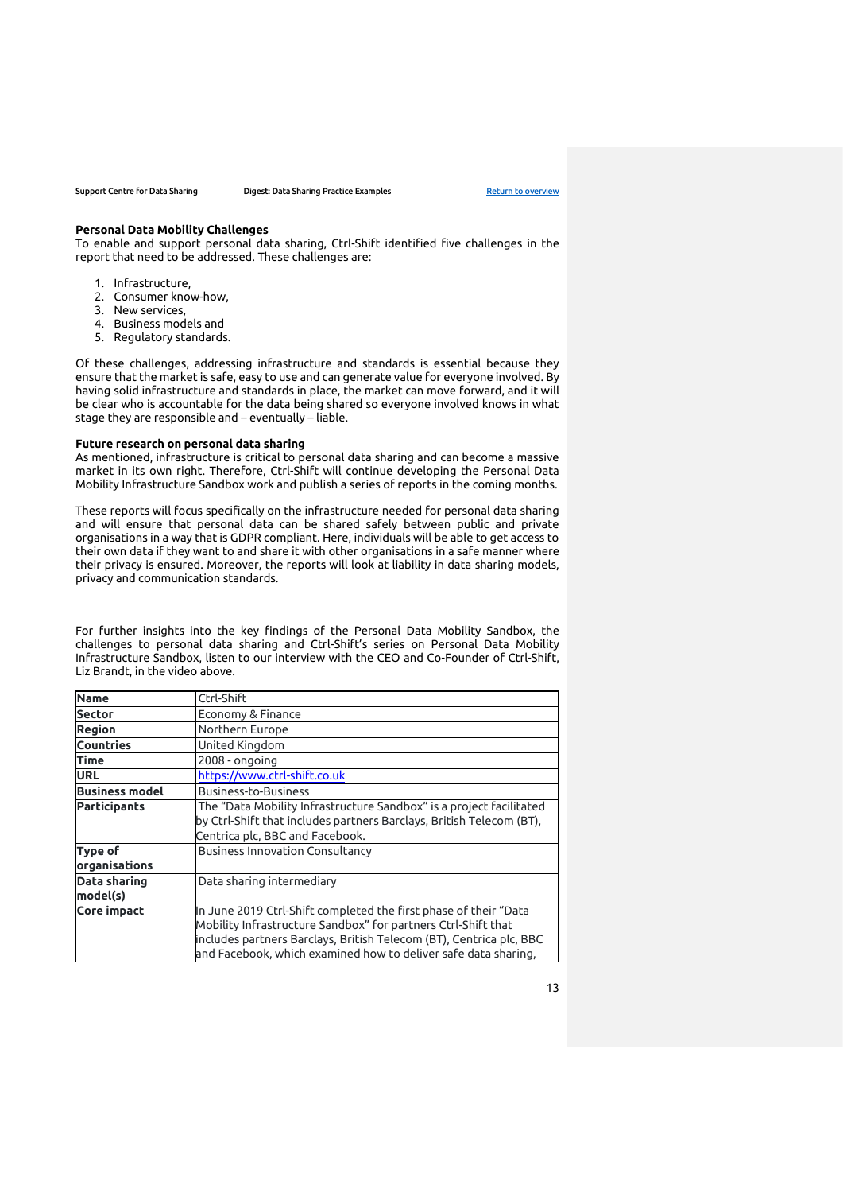**Personal Data Mobility Challenges**

To enable and support personal data sharing, Ctrl-Shift identified five challenges in the report that need to be addressed. These challenges are:

1. Infrastructure,
2. Consumer know-how,
3. New services,
4. Business models and
5. Regulatory standards.

Of these challenges, addressing infrastructure and standards is essential because they ensure that the market is safe, easy to use and can generate value for everyone involved. By having solid infrastructure and standards in place, the market can move forward, and it will be clear who is accountable for the data being shared so everyone involved knows in what stage they are responsible and – eventually – liable.

**Future research on personal data sharing**

As mentioned, infrastructure is critical to personal data sharing and can become a massive market in its own right. Therefore, Ctrl-Shift will continue developing the Personal Data Mobility Infrastructure Sandbox work and publish a series of reports in the coming months.

These reports will focus specifically on the infrastructure needed for personal data sharing and will ensure that personal data can be shared safely between public and private organisations in a way that is GDPR compliant. Here, individuals will be able to get access to their own data if they want to and share it with other organisations in a safe manner where their privacy is ensured. Moreover, the reports will look at liability in data sharing models, privacy and communication standards.

For further insights into the key findings of the Personal Data Mobility Sandbox, the challenges to personal data sharing and Ctrl-Shift's series on Personal Data Mobility Infrastructure Sandbox, listen to our interview with the CEO and Co-Founder of Ctrl-Shift, Liz Brandt, in the video above.

| **Name** | Ctrl-Shift |
|---|---|
| **Sector** | Economy & Finance |
| **Region** | Northern Europe |
| **Countries** | United Kingdom |
| **Time** | 2008 - ongoing |
| **URL** | https://www.ctrl-shift.co.uk |
| **Business model** | Business-to-Business |
| **Participants** | The "Data Mobility Infrastructure Sandbox" is a project facilitated by Ctrl-Shift that includes partners Barclays, British Telecom (BT), Centrica plc, BBC and Facebook. |
| **Type of organisations** | Business Innovation Consultancy |
| **Data sharing model(s)** | Data sharing intermediary |
| **Core impact** | In June 2019 Ctrl-Shift completed the first phase of their "Data Mobility Infrastructure Sandbox" for partners Ctrl-Shift that includes partners Barclays, British Telecom (BT), Centrica plc, BBC and Facebook, which examined how to deliver safe data sharing, |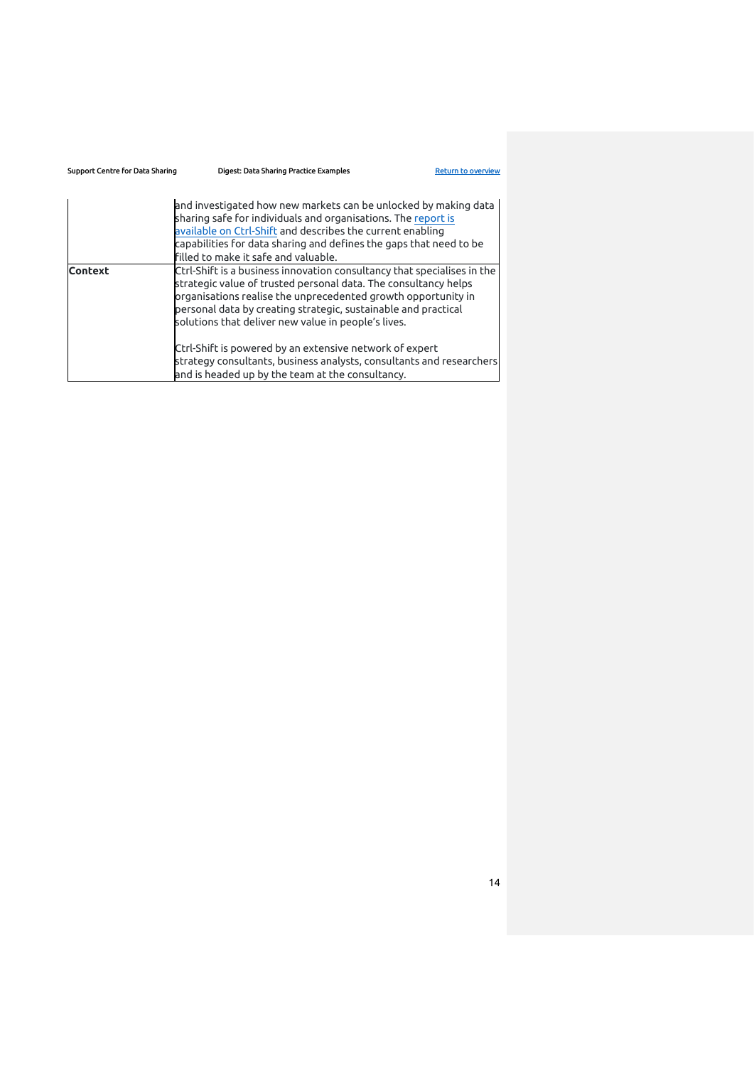| | |
|---|---|
| | and investigated how new markets can be unlocked by making data sharing safe for individuals and organisations. The [report is available on Ctrl-Shift]() and describes the current enabling capabilities for data sharing and defines the gaps that need to be filled to make it safe and valuable. |
| **Context** | Ctrl-Shift is a business innovation consultancy that specialises in the strategic value of trusted personal data. The consultancy helps organisations realise the unprecedented growth opportunity in personal data by creating strategic, sustainable and practical solutions that deliver new value in people's lives.<br><br>Ctrl-Shift is powered by an extensive network of expert strategy consultants, business analysts, consultants and researchers and is headed up by the team at the consultancy. |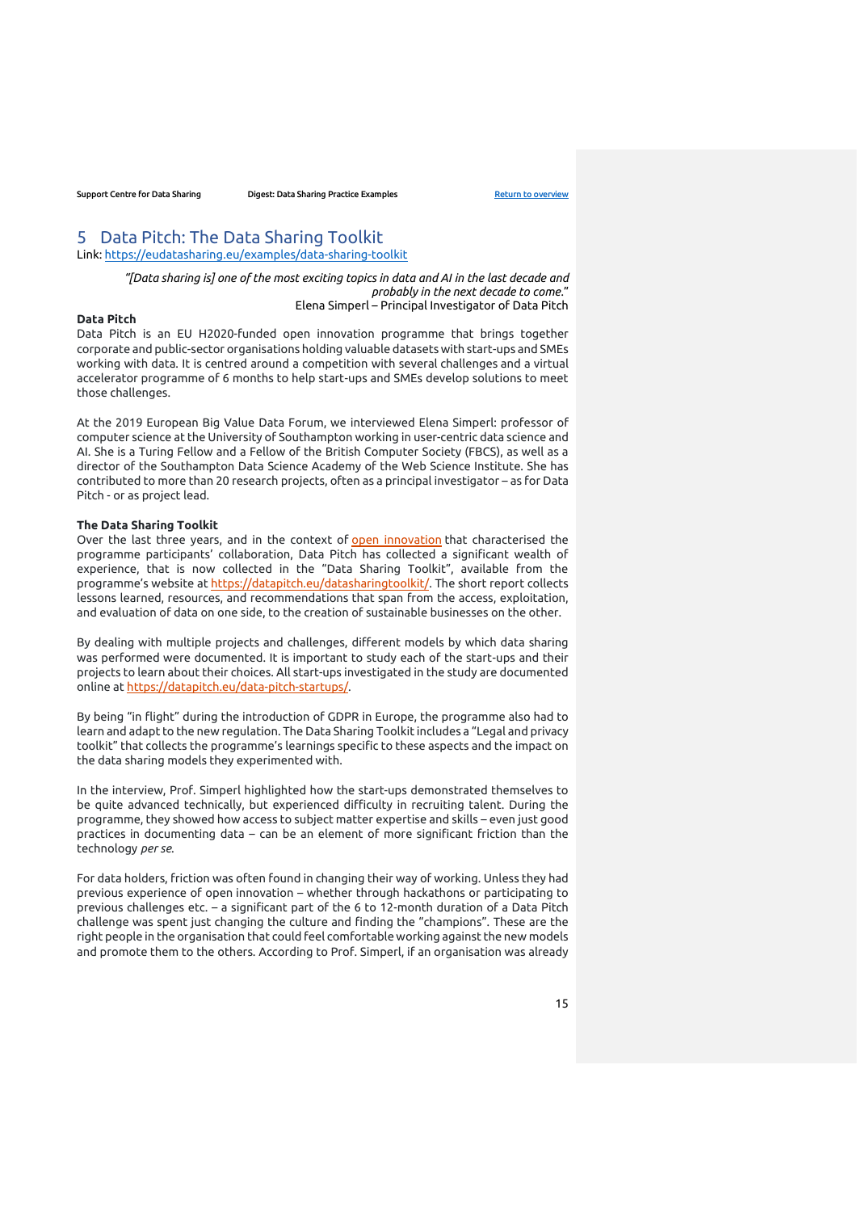## 5 Data Pitch: The Data Sharing Toolkit

Link: https://eudatasharing.eu/examples/data-sharing-toolkit

> *"[Data sharing is] one of the most exciting topics in data and AI in the last decade and probably in the next decade to come."*
>
> Elena Simperl – Principal Investigator of Data Pitch

**Data Pitch**

Data Pitch is an EU H2020-funded open innovation programme that brings together corporate and public-sector organisations holding valuable datasets with start-ups and SMEs working with data. It is centred around a competition with several challenges and a virtual accelerator programme of 6 months to help start-ups and SMEs develop solutions to meet those challenges.

At the 2019 European Big Value Data Forum, we interviewed Elena Simperl: professor of computer science at the University of Southampton working in user-centric data science and AI. She is a Turing Fellow and a Fellow of the British Computer Society (FBCS), as well as a director of the Southampton Data Science Academy of the Web Science Institute. She has contributed to more than 20 research projects, often as a principal investigator – as for Data Pitch - or as project lead.

**The Data Sharing Toolkit**

Over the last three years, and in the context of open innovation that characterised the programme participants' collaboration, Data Pitch has collected a significant wealth of experience, that is now collected in the "Data Sharing Toolkit", available from the programme's website at https://datapitch.eu/datasharingtoolkit/. The short report collects lessons learned, resources, and recommendations that span from the access, exploitation, and evaluation of data on one side, to the creation of sustainable businesses on the other.

By dealing with multiple projects and challenges, different models by which data sharing was performed were documented. It is important to study each of the start-ups and their projects to learn about their choices. All start-ups investigated in the study are documented online at https://datapitch.eu/data-pitch-startups/.

By being "in flight" during the introduction of GDPR in Europe, the programme also had to learn and adapt to the new regulation. The Data Sharing Toolkit includes a "Legal and privacy toolkit" that collects the programme's learnings specific to these aspects and the impact on the data sharing models they experimented with.

In the interview, Prof. Simperl highlighted how the start-ups demonstrated themselves to be quite advanced technically, but experienced difficulty in recruiting talent. During the programme, they showed how access to subject matter expertise and skills – even just good practices in documenting data – can be an element of more significant friction than the technology *per se*.

For data holders, friction was often found in changing their way of working. Unless they had previous experience of open innovation – whether through hackathons or participating to previous challenges etc. – a significant part of the 6 to 12-month duration of a Data Pitch challenge was spent just changing the culture and finding the "champions". These are the right people in the organisation that could feel comfortable working against the new models and promote them to the others. According to Prof. Simperl, if an organisation was already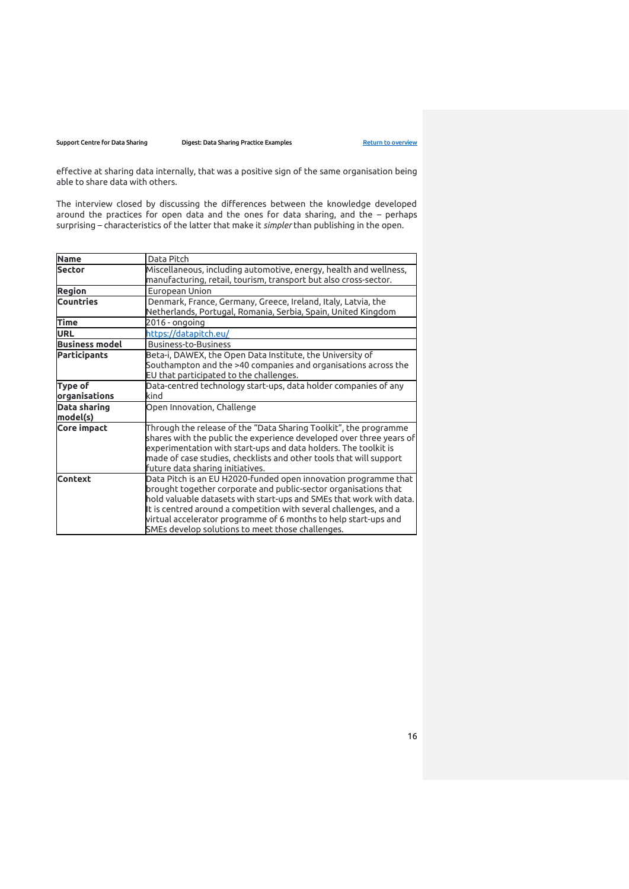effective at sharing data internally, that was a positive sign of the same organisation being able to share data with others.

The interview closed by discussing the differences between the knowledge developed around the practices for open data and the ones for data sharing, and the – perhaps surprising – characteristics of the latter that make it *simpler* than publishing in the open.

| **Name** | Data Pitch |
|---|---|
| **Sector** | Miscellaneous, including automotive, energy, health and wellness, manufacturing, retail, tourism, transport but also cross-sector. |
| **Region** | European Union |
| **Countries** | Denmark, France, Germany, Greece, Ireland, Italy, Latvia, the Netherlands, Portugal, Romania, Serbia, Spain, United Kingdom |
| **Time** | 2016 - ongoing |
| **URL** | [https://datapitch.eu/](https://datapitch.eu/) |
| **Business model** | Business-to-Business |
| **Participants** | Beta-i, DAWEX, the Open Data Institute, the University of Southampton and the >40 companies and organisations across the EU that participated to the challenges. |
| **Type of organisations** | Data-centred technology start-ups, data holder companies of any kind |
| **Data sharing model(s)** | Open Innovation, Challenge |
| **Core impact** | Through the release of the "Data Sharing Toolkit", the programme shares with the public the experience developed over three years of experimentation with start-ups and data holders. The toolkit is made of case studies, checklists and other tools that will support future data sharing initiatives. |
| **Context** | Data Pitch is an EU H2020-funded open innovation programme that brought together corporate and public-sector organisations that hold valuable datasets with start-ups and SMEs that work with data. It is centred around a competition with several challenges, and a virtual accelerator programme of 6 months to help start-ups and SMEs develop solutions to meet those challenges. |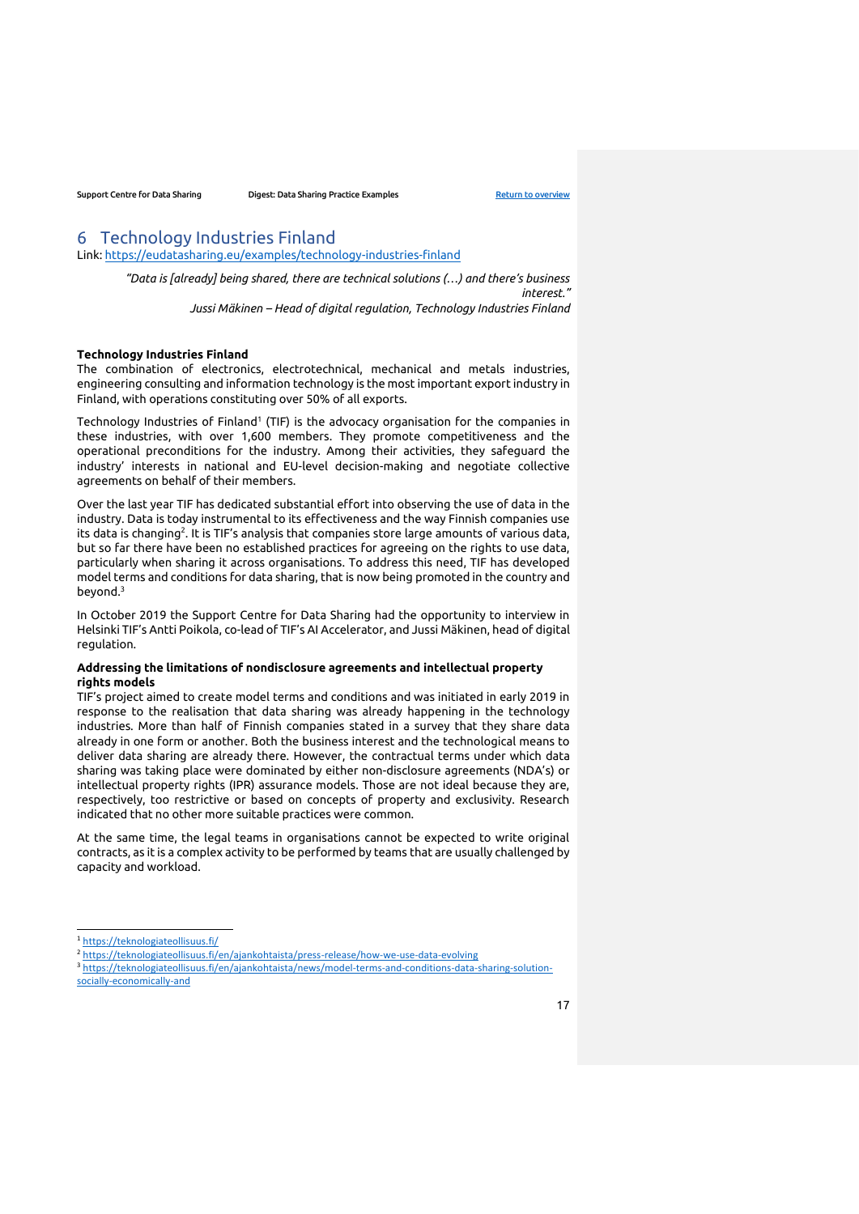# 6 Technology Industries Finland

Link: https://eudatasharing.eu/examples/technology-industries-finland

> *"Data is [already] being shared, there are technical solutions (…) and there's business interest."*
>
> *Jussi Mäkinen – Head of digital regulation, Technology Industries Finland*

**Technology Industries Finland**

The combination of electronics, electrotechnical, mechanical and metals industries, engineering consulting and information technology is the most important export industry in Finland, with operations constituting over 50% of all exports.

Technology Industries of Finland[1] (TIF) is the advocacy organisation for the companies in these industries, with over 1,600 members. They promote competitiveness and the operational preconditions for the industry. Among their activities, they safeguard the industry' interests in national and EU-level decision-making and negotiate collective agreements on behalf of their members.

Over the last year TIF has dedicated substantial effort into observing the use of data in the industry. Data is today instrumental to its effectiveness and the way Finnish companies use its data is changing[2]. It is TIF's analysis that companies store large amounts of various data, but so far there have been no established practices for agreeing on the rights to use data, particularly when sharing it across organisations. To address this need, TIF has developed model terms and conditions for data sharing, that is now being promoted in the country and beyond.[3]

In October 2019 the Support Centre for Data Sharing had the opportunity to interview in Helsinki TIF's Antti Poikola, co-lead of TIF's AI Accelerator, and Jussi Mäkinen, head of digital regulation.

**Addressing the limitations of nondisclosure agreements and intellectual property rights models**

TIF's project aimed to create model terms and conditions and was initiated in early 2019 in response to the realisation that data sharing was already happening in the technology industries. More than half of Finnish companies stated in a survey that they share data already in one form or another. Both the business interest and the technological means to deliver data sharing are already there. However, the contractual terms under which data sharing was taking place were dominated by either non-disclosure agreements (NDA's) or intellectual property rights (IPR) assurance models. Those are not ideal because they are, respectively, too restrictive or based on concepts of property and exclusivity. Research indicated that no other more suitable practices were common.

At the same time, the legal teams in organisations cannot be expected to write original contracts, as it is a complex activity to be performed by teams that are usually challenged by capacity and workload.

[1] https://teknologiateollisuus.fi/

[2] https://teknologiateollisuus.fi/en/ajankohtaista/press-release/how-we-use-data-evolving

[3] https://teknologiateollisuus.fi/en/ajankohtaista/news/model-terms-and-conditions-data-sharing-solution-socially-economically-and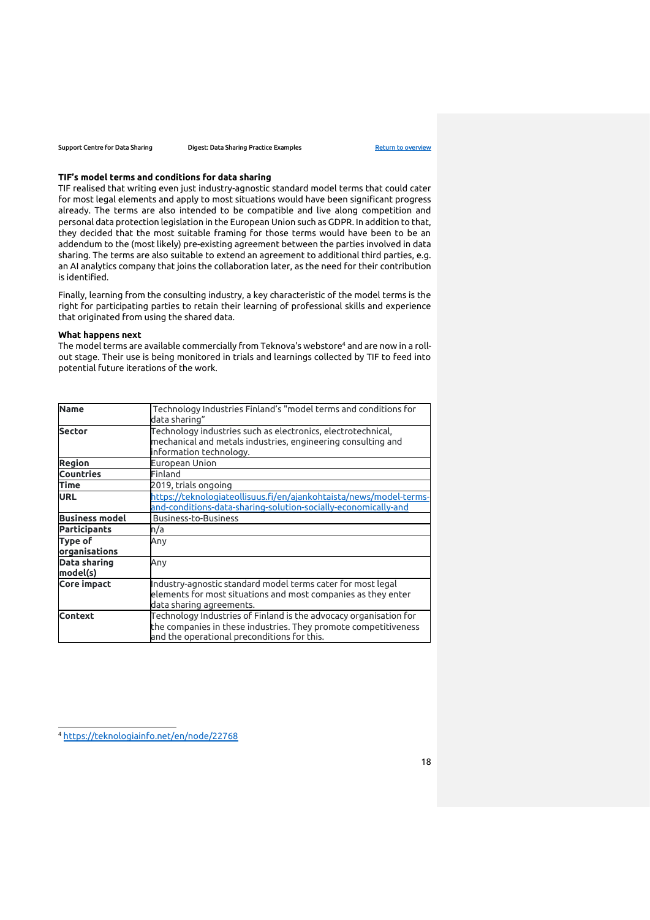### TIF's model terms and conditions for data sharing

TIF realised that writing even just industry-agnostic standard model terms that could cater for most legal elements and apply to most situations would have been significant progress already. The terms are also intended to be compatible and live along competition and personal data protection legislation in the European Union such as GDPR. In addition to that, they decided that the most suitable framing for those terms would have been to be an addendum to the (most likely) pre-existing agreement between the parties involved in data sharing. The terms are also suitable to extend an agreement to additional third parties, e.g. an AI analytics company that joins the collaboration later, as the need for their contribution is identified.

Finally, learning from the consulting industry, a key characteristic of the model terms is the right for participating parties to retain their learning of professional skills and experience that originated from using the shared data.

### What happens next

The model terms are available commercially from Teknova's webstore[4] and are now in a roll-out stage. Their use is being monitored in trials and learnings collected by TIF to feed into potential future iterations of the work.

| **Name** | Technology Industries Finland's "model terms and conditions for data sharing" |
|---|---|
| **Sector** | Technology industries such as electronics, electrotechnical, mechanical and metals industries, engineering consulting and information technology. |
| **Region** | European Union |
| **Countries** | Finland |
| **Time** | 2019, trials ongoing |
| **URL** | https://teknologiateollisuus.fi/en/ajankohtaista/news/model-terms-and-conditions-data-sharing-solution-socially-economically-and |
| **Business model** | Business-to-Business |
| **Participants** | n/a |
| **Type of organisations** | Any |
| **Data sharing model(s)** | Any |
| **Core impact** | Industry-agnostic standard model terms cater for most legal elements for most situations and most companies as they enter data sharing agreements. |
| **Context** | Technology Industries of Finland is the advocacy organisation for the companies in these industries. They promote competitiveness and the operational preconditions for this. |

[4] https://teknologiainfo.net/en/node/22768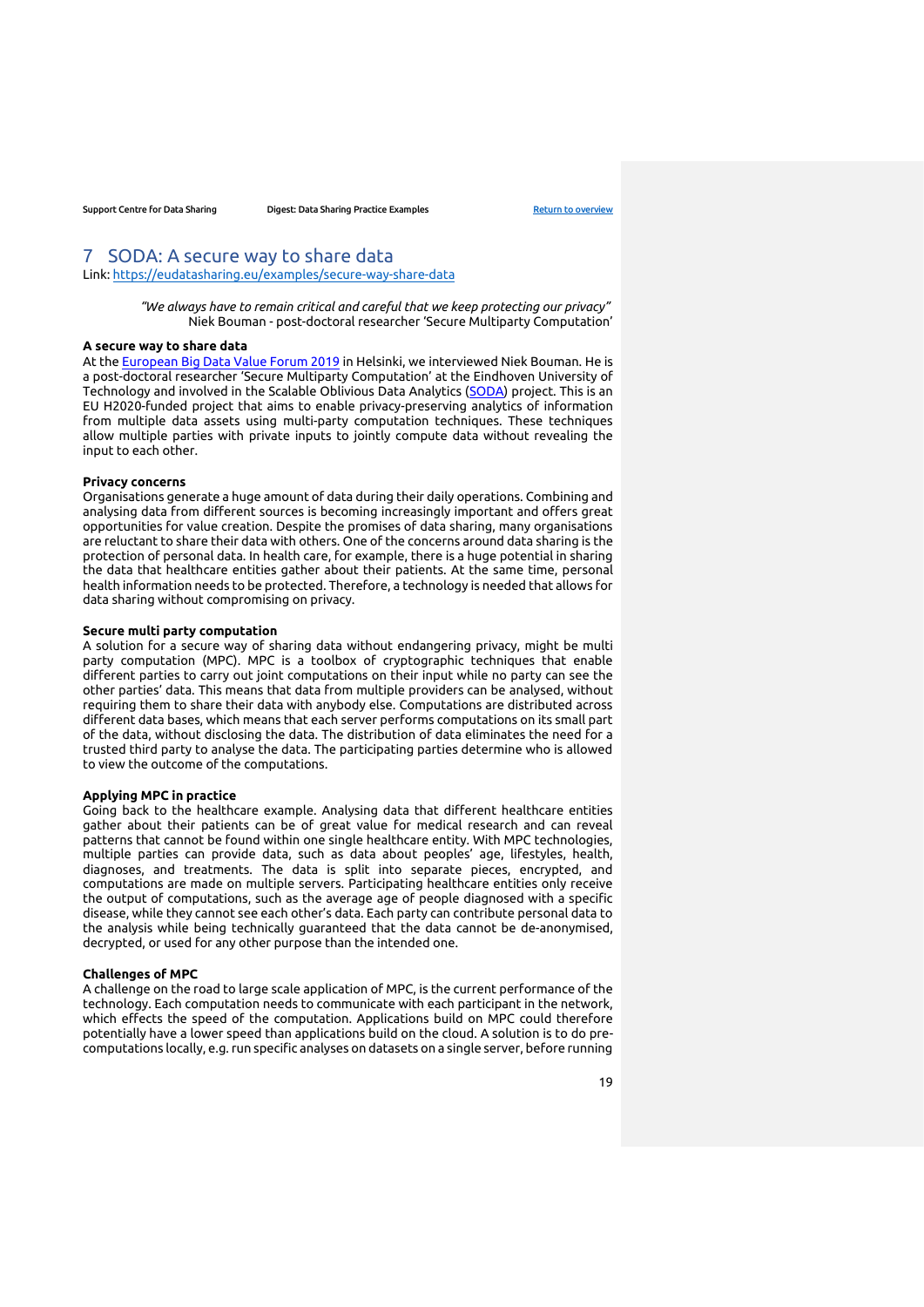# 7 SODA: A secure way to share data

Link: [https://eudatasharing.eu/examples/secure-way-share-data](https://eudatasharing.eu/examples/secure-way-share-data)

> *"We always have to remain critical and careful that we keep protecting our privacy"*
> Niek Bouman - post-doctoral researcher 'Secure Multiparty Computation'

**A secure way to share data**

At the [European Big Data Value Forum 2019](#) in Helsinki, we interviewed Niek Bouman. He is a post-doctoral researcher 'Secure Multiparty Computation' at the Eindhoven University of Technology and involved in the Scalable Oblivious Data Analytics ([SODA](#)) project. This is an EU H2020-funded project that aims to enable privacy-preserving analytics of information from multiple data assets using multi-party computation techniques. These techniques allow multiple parties with private inputs to jointly compute data without revealing the input to each other.

**Privacy concerns**

Organisations generate a huge amount of data during their daily operations. Combining and analysing data from different sources is becoming increasingly important and offers great opportunities for value creation. Despite the promises of data sharing, many organisations are reluctant to share their data with others. One of the concerns around data sharing is the protection of personal data. In health care, for example, there is a huge potential in sharing the data that healthcare entities gather about their patients. At the same time, personal health information needs to be protected. Therefore, a technology is needed that allows for data sharing without compromising on privacy.

**Secure multi party computation**

A solution for a secure way of sharing data without endangering privacy, might be multi party computation (MPC). MPC is a toolbox of cryptographic techniques that enable different parties to carry out joint computations on their input while no party can see the other parties' data. This means that data from multiple providers can be analysed, without requiring them to share their data with anybody else. Computations are distributed across different data bases, which means that each server performs computations on its small part of the data, without disclosing the data. The distribution of data eliminates the need for a trusted third party to analyse the data. The participating parties determine who is allowed to view the outcome of the computations.

**Applying MPC in practice**

Going back to the healthcare example. Analysing data that different healthcare entities gather about their patients can be of great value for medical research and can reveal patterns that cannot be found within one single healthcare entity. With MPC technologies, multiple parties can provide data, such as data about peoples' age, lifestyles, health, diagnoses, and treatments. The data is split into separate pieces, encrypted, and computations are made on multiple servers. Participating healthcare entities only receive the output of computations, such as the average age of people diagnosed with a specific disease, while they cannot see each other's data. Each party can contribute personal data to the analysis while being technically guaranteed that the data cannot be de-anonymised, decrypted, or used for any other purpose than the intended one.

**Challenges of MPC**

A challenge on the road to large scale application of MPC, is the current performance of the technology. Each computation needs to communicate with each participant in the network, which effects the speed of the computation. Applications build on MPC could therefore potentially have a lower speed than applications build on the cloud. A solution is to do pre-computations locally, e.g. run specific analyses on datasets on a single server, before running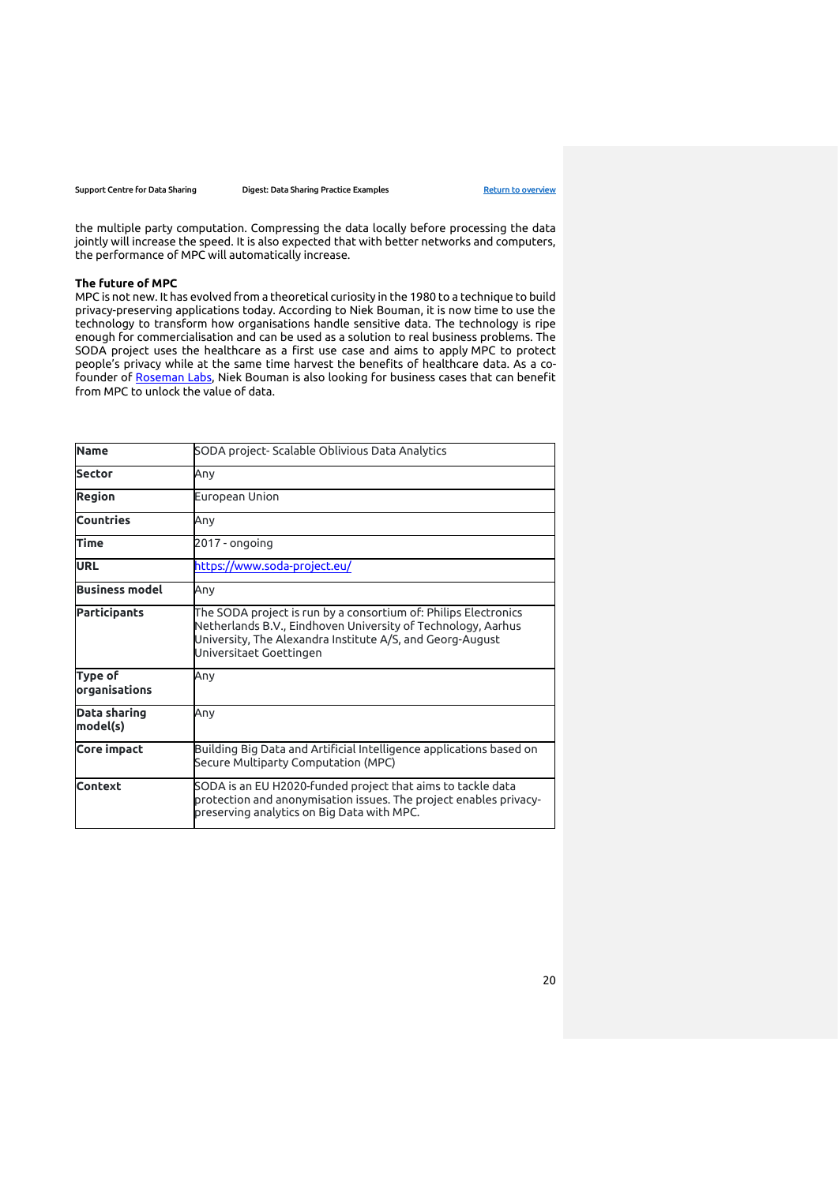the multiple party computation. Compressing the data locally before processing the data jointly will increase the speed. It is also expected that with better networks and computers, the performance of MPC will automatically increase.

**The future of MPC**

MPC is not new. It has evolved from a theoretical curiosity in the 1980 to a technique to build privacy-preserving applications today. According to Niek Bouman, it is now time to use the technology to transform how organisations handle sensitive data. The technology is ripe enough for commercialisation and can be used as a solution to real business problems. The SODA project uses the healthcare as a first use case and aims to apply MPC to protect people's privacy while at the same time harvest the benefits of healthcare data. As a co-founder of [Roseman Labs](), Niek Bouman is also looking for business cases that can benefit from MPC to unlock the value of data.

| **Name** | SODA project- Scalable Oblivious Data Analytics |
|---|---|
| **Sector** | Any |
| **Region** | European Union |
| **Countries** | Any |
| **Time** | 2017 - ongoing |
| **URL** | [https://www.soda-project.eu/](https://www.soda-project.eu/) |
| **Business model** | Any |
| **Participants** | The SODA project is run by a consortium of: Philips Electronics Netherlands B.V., Eindhoven University of Technology, Aarhus University, The Alexandra Institute A/S, and Georg-August Universitaet Goettingen |
| **Type of organisations** | Any |
| **Data sharing model(s)** | Any |
| **Core impact** | Building Big Data and Artificial Intelligence applications based on Secure Multiparty Computation (MPC) |
| **Context** | SODA is an EU H2020-funded project that aims to tackle data protection and anonymisation issues. The project enables privacy-preserving analytics on Big Data with MPC. |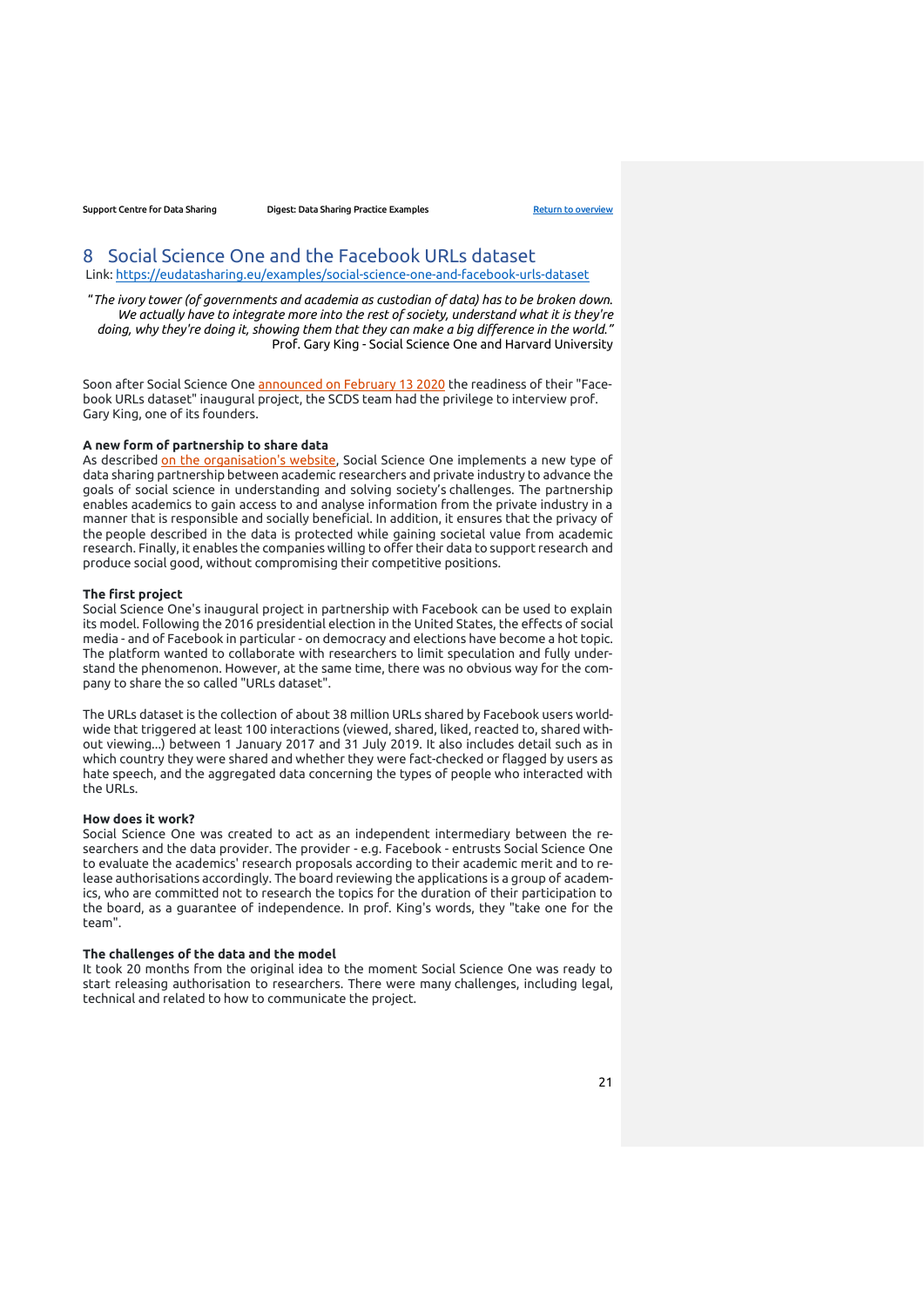## 8 Social Science One and the Facebook URLs dataset

Link: https://eudatasharing.eu/examples/social-science-one-and-facebook-urls-dataset

> *"The ivory tower (of governments and academia as custodian of data) has to be broken down. We actually have to integrate more into the rest of society, understand what it is they're doing, why they're doing it, showing them that they can make a big difference in the world."*
> Prof. Gary King - Social Science One and Harvard University

Soon after Social Science One announced on February 13 2020 the readiness of their "Facebook URLs dataset" inaugural project, the SCDS team had the privilege to interview prof. Gary King, one of its founders.

**A new form of partnership to share data**

As described on the organisation's website, Social Science One implements a new type of data sharing partnership between academic researchers and private industry to advance the goals of social science in understanding and solving society's challenges. The partnership enables academics to gain access to and analyse information from the private industry in a manner that is responsible and socially beneficial. In addition, it ensures that the privacy of the people described in the data is protected while gaining societal value from academic research. Finally, it enables the companies willing to offer their data to support research and produce social good, without compromising their competitive positions.

**The first project**

Social Science One's inaugural project in partnership with Facebook can be used to explain its model. Following the 2016 presidential election in the United States, the effects of social media - and of Facebook in particular - on democracy and elections have become a hot topic. The platform wanted to collaborate with researchers to limit speculation and fully understand the phenomenon. However, at the same time, there was no obvious way for the company to share the so called "URLs dataset".

The URLs dataset is the collection of about 38 million URLs shared by Facebook users worldwide that triggered at least 100 interactions (viewed, shared, liked, reacted to, shared without viewing...) between 1 January 2017 and 31 July 2019. It also includes detail such as in which country they were shared and whether they were fact-checked or flagged by users as hate speech, and the aggregated data concerning the types of people who interacted with the URLs.

**How does it work?**

Social Science One was created to act as an independent intermediary between the researchers and the data provider. The provider - e.g. Facebook - entrusts Social Science One to evaluate the academics' research proposals according to their academic merit and to release authorisations accordingly. The board reviewing the applications is a group of academics, who are committed not to research the topics for the duration of their participation to the board, as a guarantee of independence. In prof. King's words, they "take one for the team".

**The challenges of the data and the model**

It took 20 months from the original idea to the moment Social Science One was ready to start releasing authorisation to researchers. There were many challenges, including legal, technical and related to how to communicate the project.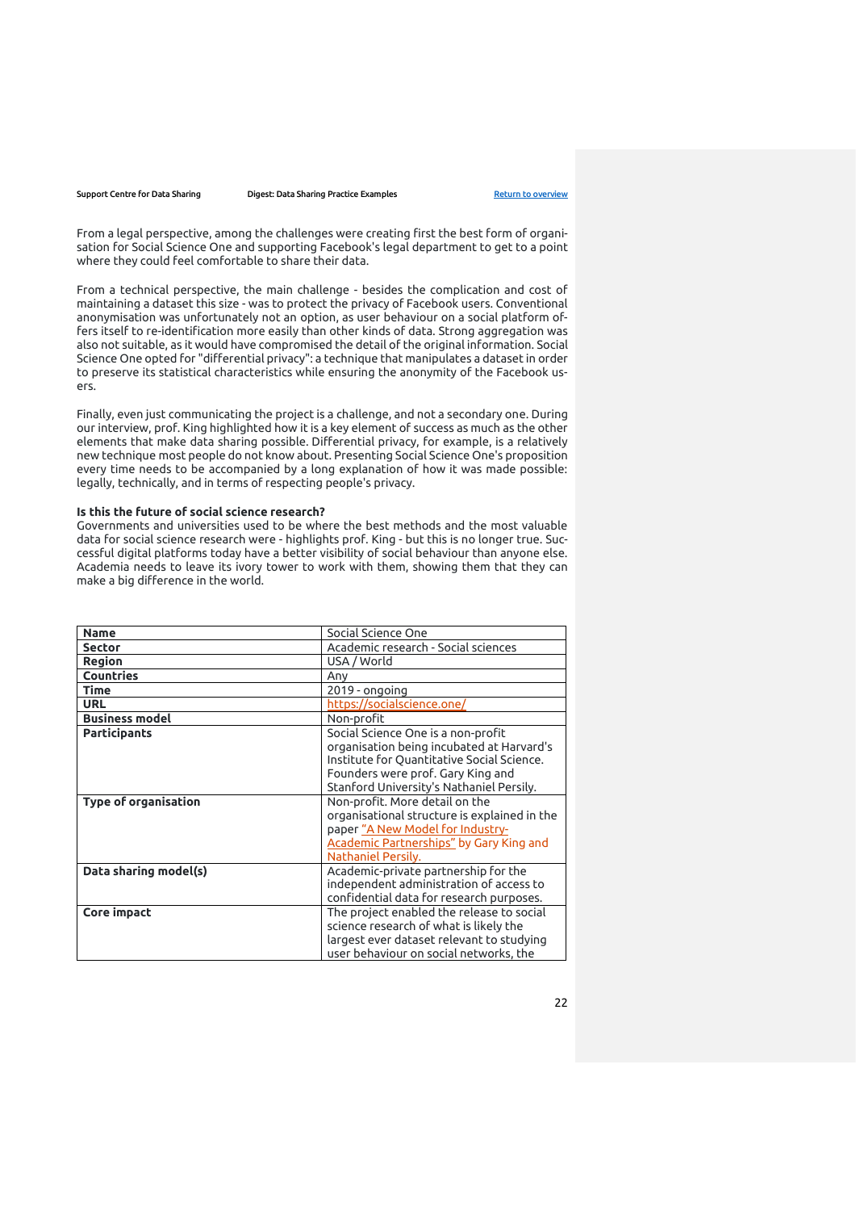From a legal perspective, among the challenges were creating first the best form of organisation for Social Science One and supporting Facebook's legal department to get to a point where they could feel comfortable to share their data.

From a technical perspective, the main challenge - besides the complication and cost of maintaining a dataset this size - was to protect the privacy of Facebook users. Conventional anonymisation was unfortunately not an option, as user behaviour on a social platform offers itself to re-identification more easily than other kinds of data. Strong aggregation was also not suitable, as it would have compromised the detail of the original information. Social Science One opted for "differential privacy": a technique that manipulates a dataset in order to preserve its statistical characteristics while ensuring the anonymity of the Facebook users.

Finally, even just communicating the project is a challenge, and not a secondary one. During our interview, prof. King highlighted how it is a key element of success as much as the other elements that make data sharing possible. Differential privacy, for example, is a relatively new technique most people do not know about. Presenting Social Science One's proposition every time needs to be accompanied by a long explanation of how it was made possible: legally, technically, and in terms of respecting people's privacy.

**Is this the future of social science research?**

Governments and universities used to be where the best methods and the most valuable data for social science research were - highlights prof. King - but this is no longer true. Successful digital platforms today have a better visibility of social behaviour than anyone else. Academia needs to leave its ivory tower to work with them, showing them that they can make a big difference in the world.

| **Name** | Social Science One |
|---|---|
| **Sector** | Academic research - Social sciences |
| **Region** | USA / World |
| **Countries** | Any |
| **Time** | 2019 - ongoing |
| **URL** | https://socialscience.one/ |
| **Business model** | Non-profit |
| **Participants** | Social Science One is a non-profit organisation being incubated at Harvard's Institute for Quantitative Social Science. Founders were prof. Gary King and Stanford University's Nathaniel Persily. |
| **Type of organisation** | Non-profit. More detail on the organisational structure is explained in the paper "A New Model for Industry-Academic Partnerships" by Gary King and Nathaniel Persily. |
| **Data sharing model(s)** | Academic-private partnership for the independent administration of access to confidential data for research purposes. |
| **Core impact** | The project enabled the release to social science research of what is likely the largest ever dataset relevant to studying user behaviour on social networks, the |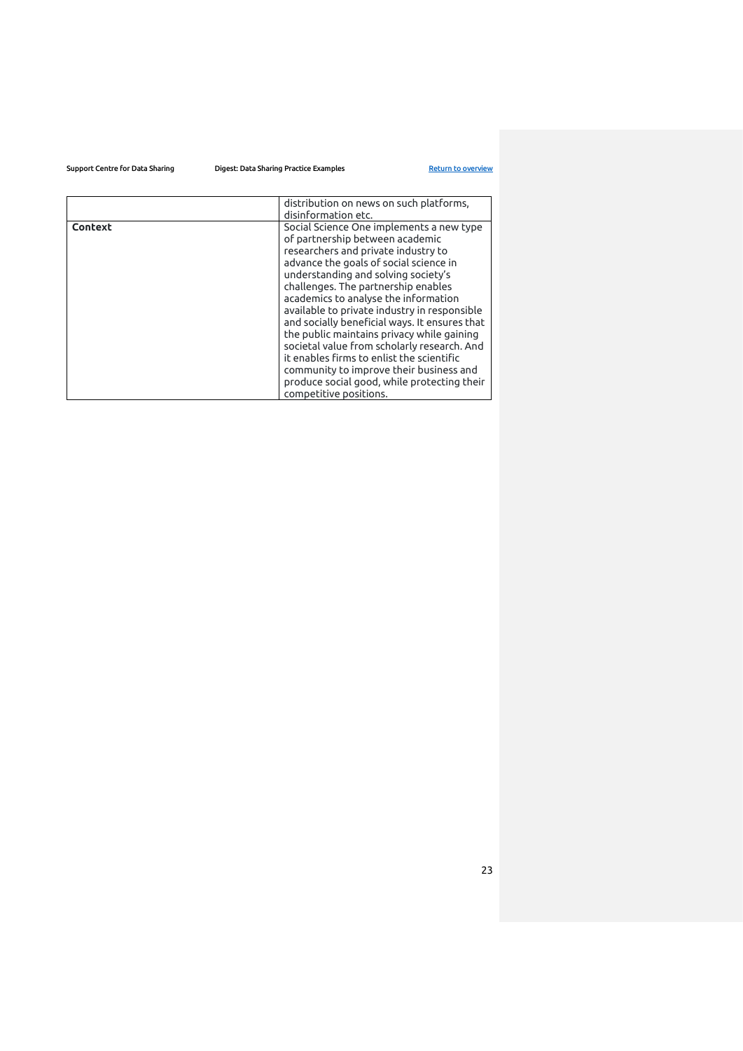| | |
|---|---|
| | distribution on news on such platforms, disinformation etc. |
| **Context** | Social Science One implements a new type of partnership between academic researchers and private industry to advance the goals of social science in understanding and solving society's challenges. The partnership enables academics to analyse the information available to private industry in responsible and socially beneficial ways. It ensures that the public maintains privacy while gaining societal value from scholarly research. And it enables firms to enlist the scientific community to improve their business and produce social good, while protecting their competitive positions. |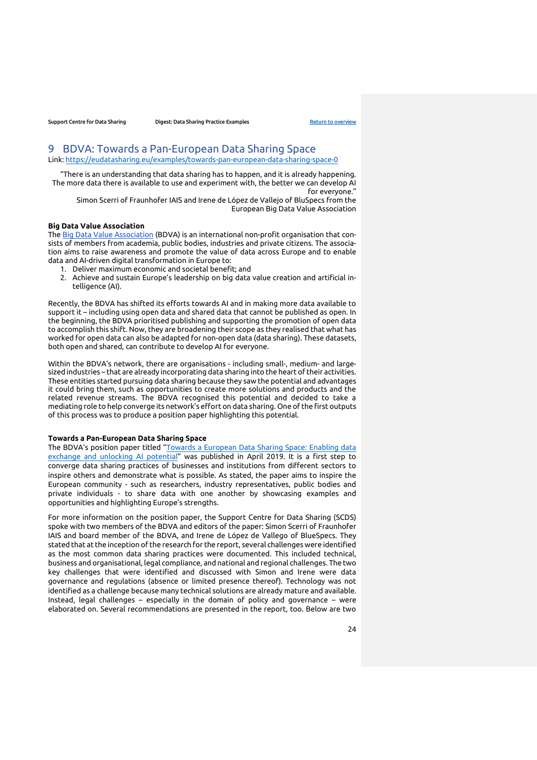# 9 BDVA: Towards a Pan-European Data Sharing Space

Link: https://eudatasharing.eu/examples/towards-pan-european-data-sharing-space-0

"There is an understanding that data sharing has to happen, and it is already happening. The more data there is available to use and experiment with, the better we can develop AI for everyone."

Simon Scerri of Fraunhofer IAIS and Irene de López de Vallejo of BluSpecs from the European Big Data Value Association

**Big Data Value Association**

The Big Data Value Association (BDVA) is an international non-profit organisation that consists of members from academia, public bodies, industries and private citizens. The association aims to raise awareness and promote the value of data across Europe and to enable data and AI-driven digital transformation in Europe to:

1. Deliver maximum economic and societal benefit; and
2. Achieve and sustain Europe's leadership on big data value creation and artificial intelligence (AI).

Recently, the BDVA has shifted its efforts towards AI and in making more data available to support it – including using open data and shared data that cannot be published as open. In the beginning, the BDVA prioritised publishing and supporting the promotion of open data to accomplish this shift. Now, they are broadening their scope as they realised that what has worked for open data can also be adapted for non-open data (data sharing). These datasets, both open and shared, can contribute to develop AI for everyone.

Within the BDVA's network, there are organisations - including small-, medium- and large-sized industries – that are already incorporating data sharing into the heart of their activities. These entities started pursuing data sharing because they saw the potential and advantages it could bring them, such as opportunities to create more solutions and products and the related revenue streams. The BDVA recognised this potential and decided to take a mediating role to help converge its network's effort on data sharing. One of the first outputs of this process was to produce a position paper highlighting this potential.

**Towards a Pan-European Data Sharing Space**

The BDVA's position paper titled "Towards a European Data Sharing Space: Enabling data exchange and unlocking AI potential" was published in April 2019. It is a first step to converge data sharing practices of businesses and institutions from different sectors to inspire others and demonstrate what is possible. As stated, the paper aims to inspire the European community - such as researchers, industry representatives, public bodies and private individuals - to share data with one another by showcasing examples and opportunities and highlighting Europe's strengths.

For more information on the position paper, the Support Centre for Data Sharing (SCDS) spoke with two members of the BDVA and editors of the paper: Simon Scerri of Fraunhofer IAIS and board member of the BDVA, and Irene de López de Vallego of BlueSpecs. They stated that at the inception of the research for the report, several challenges were identified as the most common data sharing practices were documented. This included technical, business and organisational, legal compliance, and national and regional challenges. The two key challenges that were identified and discussed with Simon and Irene were data governance and regulations (absence or limited presence thereof). Technology was not identified as a challenge because many technical solutions are already mature and available. Instead, legal challenges – especially in the domain of policy and governance – were elaborated on. Several recommendations are presented in the report, too. Below are two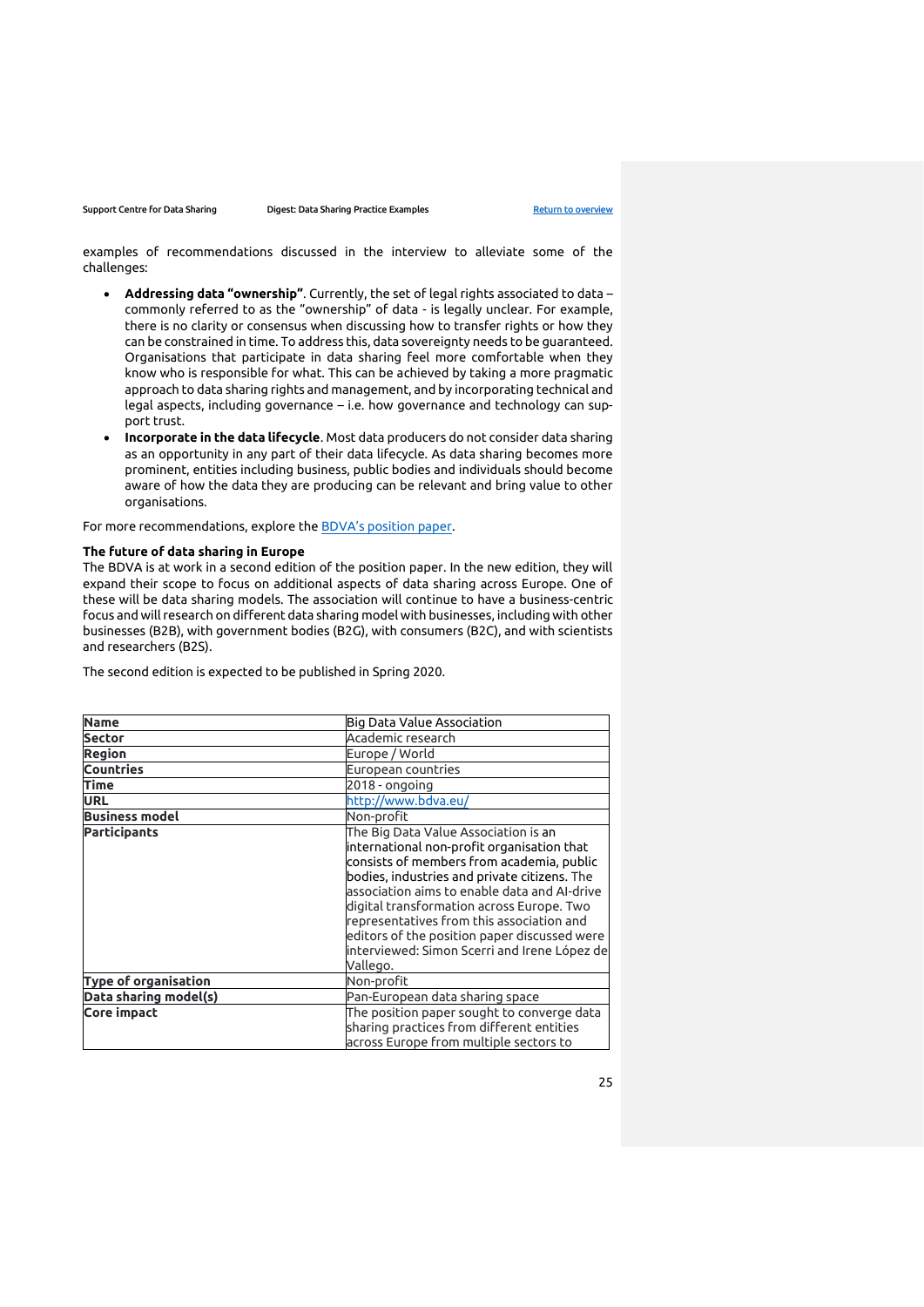examples of recommendations discussed in the interview to alleviate some of the challenges:

- **Addressing data "ownership"**. Currently, the set of legal rights associated to data – commonly referred to as the "ownership" of data - is legally unclear. For example, there is no clarity or consensus when discussing how to transfer rights or how they can be constrained in time. To address this, data sovereignty needs to be guaranteed. Organisations that participate in data sharing feel more comfortable when they know who is responsible for what. This can be achieved by taking a more pragmatic approach to data sharing rights and management, and by incorporating technical and legal aspects, including governance – i.e. how governance and technology can support trust.
- **Incorporate in the data lifecycle**. Most data producers do not consider data sharing as an opportunity in any part of their data lifecycle. As data sharing becomes more prominent, entities including business, public bodies and individuals should become aware of how the data they are producing can be relevant and bring value to other organisations.

For more recommendations, explore the BDVA's position paper.

**The future of data sharing in Europe**

The BDVA is at work in a second edition of the position paper. In the new edition, they will expand their scope to focus on additional aspects of data sharing across Europe. One of these will be data sharing models. The association will continue to have a business-centric focus and will research on different data sharing model with businesses, including with other businesses (B2B), with government bodies (B2G), with consumers (B2C), and with scientists and researchers (B2S).

The second edition is expected to be published in Spring 2020.

| | |
|---|---|
| **Name** | Big Data Value Association |
| **Sector** | Academic research |
| **Region** | Europe / World |
| **Countries** | European countries |
| **Time** | 2018 - ongoing |
| **URL** | http://www.bdva.eu/ |
| **Business model** | Non-profit |
| **Participants** | The Big Data Value Association is an international non-profit organisation that consists of members from academia, public bodies, industries and private citizens. The association aims to enable data and AI-drive digital transformation across Europe. Two representatives from this association and editors of the position paper discussed were interviewed: Simon Scerri and Irene López de Vallego. |
| **Type of organisation** | Non-profit |
| **Data sharing model(s)** | Pan-European data sharing space |
| **Core impact** | The position paper sought to converge data sharing practices from different entities across Europe from multiple sectors to |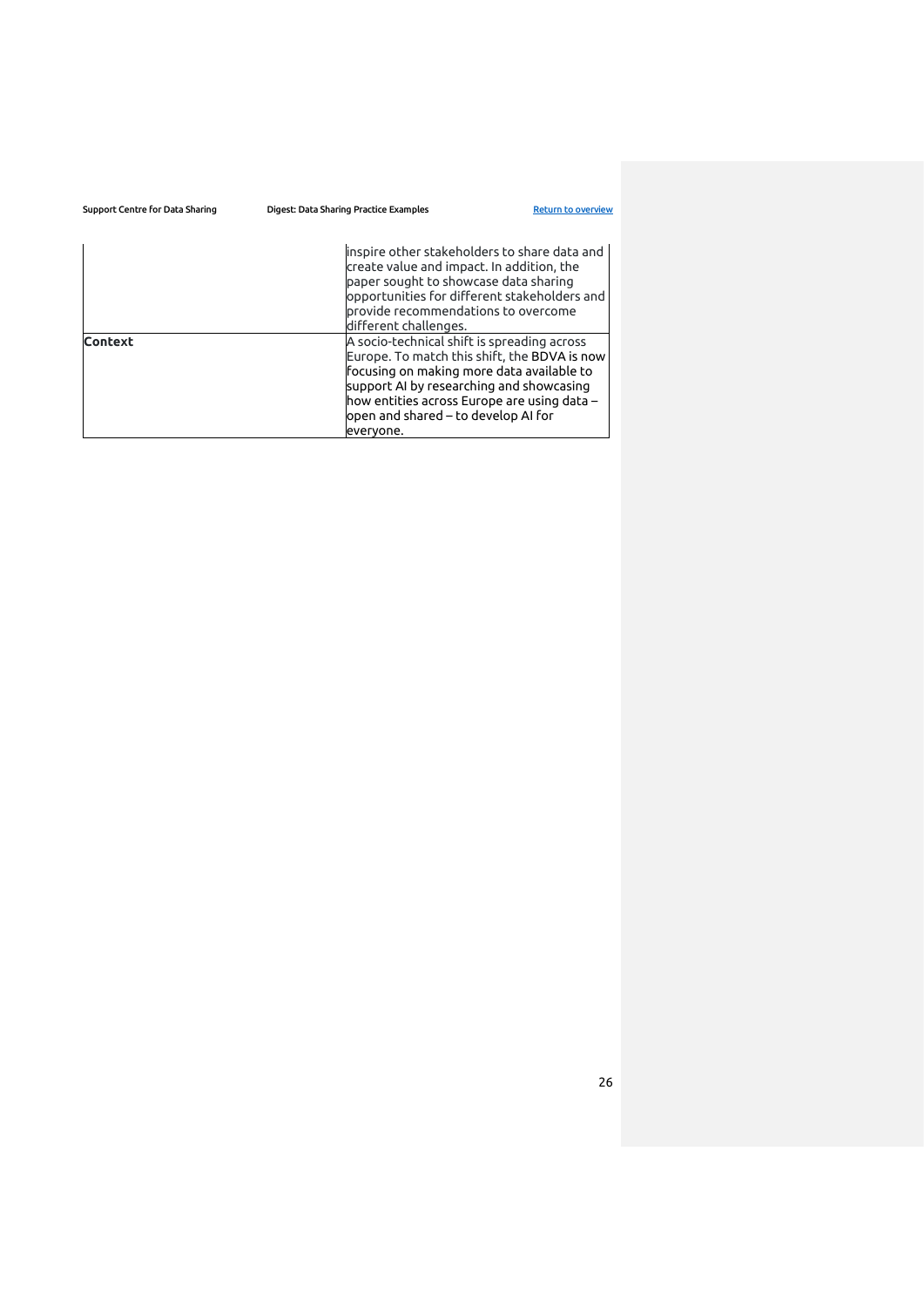| | |
|---|---|
| | inspire other stakeholders to share data and create value and impact. In addition, the paper sought to showcase data sharing opportunities for different stakeholders and provide recommendations to overcome different challenges. |
| **Context** | A socio-technical shift is spreading across Europe. To match this shift, the BDVA is now focusing on making more data available to support AI by researching and showcasing how entities across Europe are using data – open and shared – to develop AI for everyone. |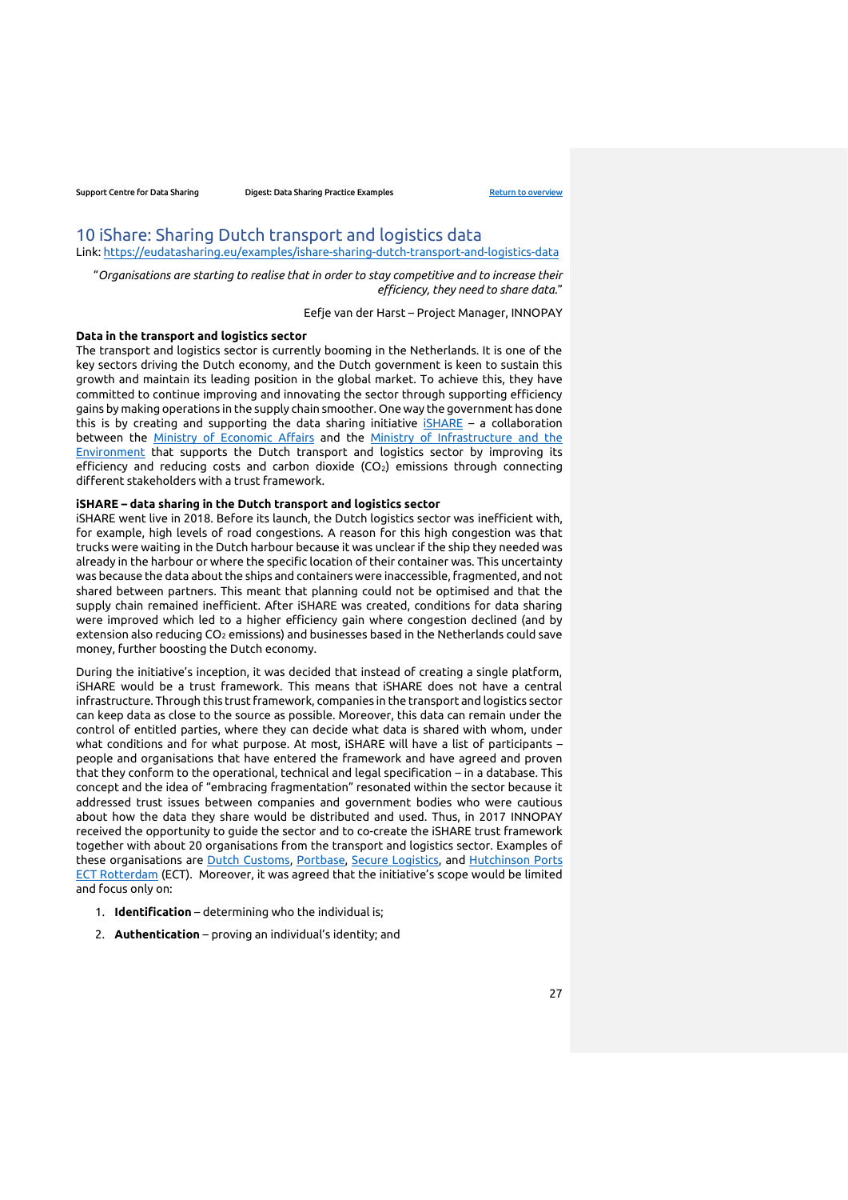## 10 iShare: Sharing Dutch transport and logistics data

Link: https://eudatasharing.eu/examples/ishare-sharing-dutch-transport-and-logistics-data

> "*Organisations are starting to realise that in order to stay competitive and to increase their efficiency, they need to share data.*"
>
> Eefje van der Harst – Project Manager, INNOPAY

**Data in the transport and logistics sector**

The transport and logistics sector is currently booming in the Netherlands. It is one of the key sectors driving the Dutch economy, and the Dutch government is keen to sustain this growth and maintain its leading position in the global market. To achieve this, they have committed to continue improving and innovating the sector through supporting efficiency gains by making operations in the supply chain smoother. One way the government has done this is by creating and supporting the data sharing initiative iSHARE – a collaboration between the Ministry of Economic Affairs and the Ministry of Infrastructure and the Environment that supports the Dutch transport and logistics sector by improving its efficiency and reducing costs and carbon dioxide ($CO_2$) emissions through connecting different stakeholders with a trust framework.

**iSHARE – data sharing in the Dutch transport and logistics sector**

iSHARE went live in 2018. Before its launch, the Dutch logistics sector was inefficient with, for example, high levels of road congestions. A reason for this high congestion was that trucks were waiting in the Dutch harbour because it was unclear if the ship they needed was already in the harbour or where the specific location of their container was. This uncertainty was because the data about the ships and containers were inaccessible, fragmented, and not shared between partners. This meant that planning could not be optimised and that the supply chain remained inefficient. After iSHARE was created, conditions for data sharing were improved which led to a higher efficiency gain where congestion declined (and by extension also reducing $CO_2$ emissions) and businesses based in the Netherlands could save money, further boosting the Dutch economy.

During the initiative's inception, it was decided that instead of creating a single platform, iSHARE would be a trust framework. This means that iSHARE does not have a central infrastructure. Through this trust framework, companies in the transport and logistics sector can keep data as close to the source as possible. Moreover, this data can remain under the control of entitled parties, where they can decide what data is shared with whom, under what conditions and for what purpose. At most, iSHARE will have a list of participants – people and organisations that have entered the framework and have agreed and proven that they conform to the operational, technical and legal specification – in a database. This concept and the idea of "embracing fragmentation" resonated within the sector because it addressed trust issues between companies and government bodies who were cautious about how the data they share would be distributed and used. Thus, in 2017 INNOPAY received the opportunity to guide the sector and to co-create the iSHARE trust framework together with about 20 organisations from the transport and logistics sector. Examples of these organisations are Dutch Customs, Portbase, Secure Logistics, and Hutchinson Ports ECT Rotterdam (ECT). Moreover, it was agreed that the initiative's scope would be limited and focus only on:

1. **Identification** – determining who the individual is;
2. **Authentication** – proving an individual's identity; and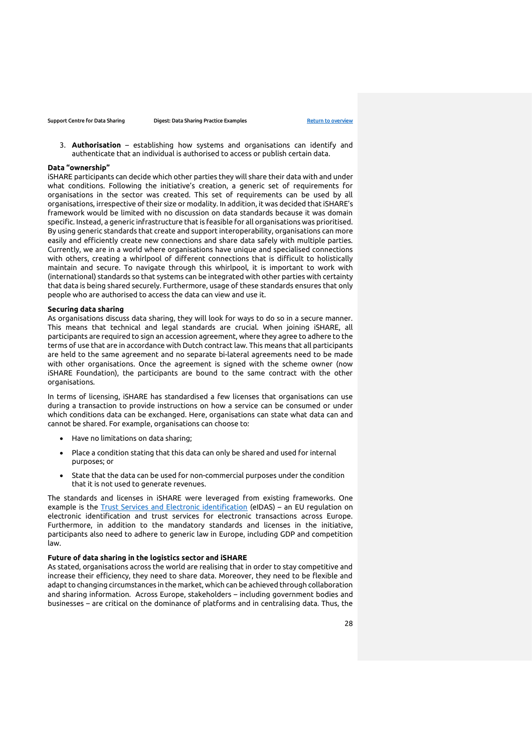3. **Authorisation** – establishing how systems and organisations can identify and authenticate that an individual is authorised to access or publish certain data.

**Data "ownership"**

iSHARE participants can decide which other parties they will share their data with and under what conditions. Following the initiative's creation, a generic set of requirements for organisations in the sector was created. This set of requirements can be used by all organisations, irrespective of their size or modality. In addition, it was decided that iSHARE's framework would be limited with no discussion on data standards because it was domain specific. Instead, a generic infrastructure that is feasible for all organisations was prioritised. By using generic standards that create and support interoperability, organisations can more easily and efficiently create new connections and share data safely with multiple parties. Currently, we are in a world where organisations have unique and specialised connections with others, creating a whirlpool of different connections that is difficult to holistically maintain and secure. To navigate through this whirlpool, it is important to work with (international) standards so that systems can be integrated with other parties with certainty that data is being shared securely. Furthermore, usage of these standards ensures that only people who are authorised to access the data can view and use it.

**Securing data sharing**

As organisations discuss data sharing, they will look for ways to do so in a secure manner. This means that technical and legal standards are crucial. When joining iSHARE, all participants are required to sign an accession agreement, where they agree to adhere to the terms of use that are in accordance with Dutch contract law. This means that all participants are held to the same agreement and no separate bi-lateral agreements need to be made with other organisations. Once the agreement is signed with the scheme owner (now iSHARE Foundation), the participants are bound to the same contract with the other organisations.

In terms of licensing, iSHARE has standardised a few licenses that organisations can use during a transaction to provide instructions on how a service can be consumed or under which conditions data can be exchanged. Here, organisations can state what data can and cannot be shared. For example, organisations can choose to:

- Have no limitations on data sharing;
- Place a condition stating that this data can only be shared and used for internal purposes; or
- State that the data can be used for non-commercial purposes under the condition that it is not used to generate revenues.

The standards and licenses in iSHARE were leveraged from existing frameworks. One example is the Trust Services and Electronic identification (eIDAS) – an EU regulation on electronic identification and trust services for electronic transactions across Europe. Furthermore, in addition to the mandatory standards and licenses in the initiative, participants also need to adhere to generic law in Europe, including GDP and competition law.

**Future of data sharing in the logistics sector and iSHARE**

As stated, organisations across the world are realising that in order to stay competitive and increase their efficiency, they need to share data. Moreover, they need to be flexible and adapt to changing circumstances in the market, which can be achieved through collaboration and sharing information. Across Europe, stakeholders – including government bodies and businesses – are critical on the dominance of platforms and in centralising data. Thus, the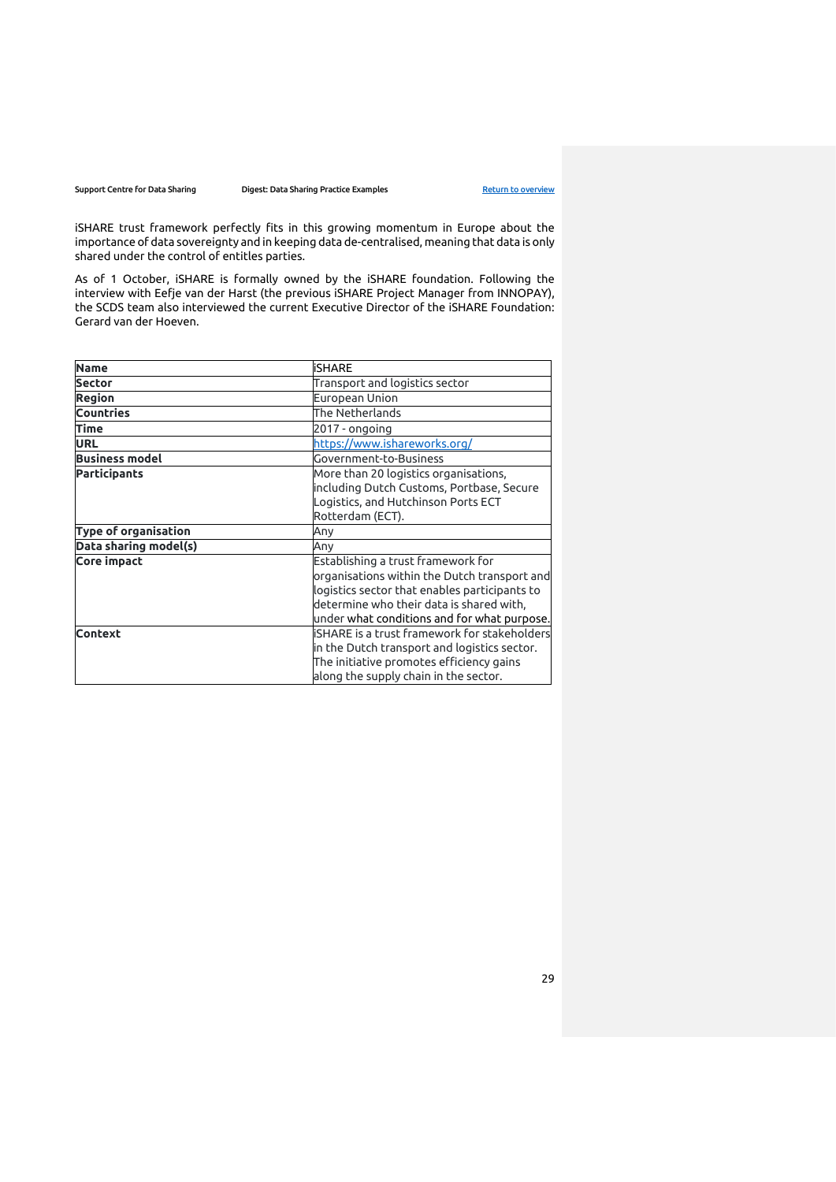iSHARE trust framework perfectly fits in this growing momentum in Europe about the importance of data sovereignty and in keeping data de-centralised, meaning that data is only shared under the control of entitles parties.

As of 1 October, iSHARE is formally owned by the iSHARE foundation. Following the interview with Eefje van der Harst (the previous iSHARE Project Manager from INNOPAY), the SCDS team also interviewed the current Executive Director of the iSHARE Foundation: Gerard van der Hoeven.

| **Name** | iSHARE |
|---|---|
| **Sector** | Transport and logistics sector |
| **Region** | European Union |
| **Countries** | The Netherlands |
| **Time** | 2017 - ongoing |
| **URL** | [https://www.ishareworks.org/](https://www.ishareworks.org/) |
| **Business model** | Government-to-Business |
| **Participants** | More than 20 logistics organisations, including Dutch Customs, Portbase, Secure Logistics, and Hutchinson Ports ECT Rotterdam (ECT). |
| **Type of organisation** | Any |
| **Data sharing model(s)** | Any |
| **Core impact** | Establishing a trust framework for organisations within the Dutch transport and logistics sector that enables participants to determine who their data is shared with, under what conditions and for what purpose. |
| **Context** | iSHARE is a trust framework for stakeholders in the Dutch transport and logistics sector. The initiative promotes efficiency gains along the supply chain in the sector. |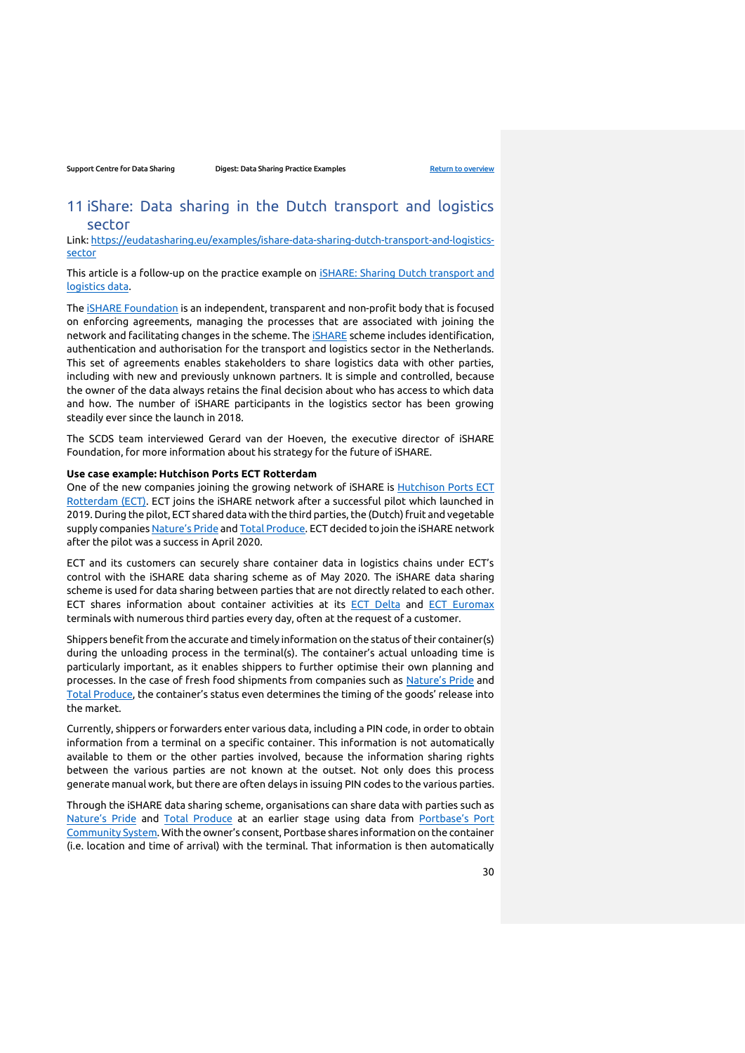# 11 iShare: Data sharing in the Dutch transport and logistics sector

Link: https://eudatasharing.eu/examples/ishare-data-sharing-dutch-transport-and-logistics-sector

This article is a follow-up on the practice example on iSHARE: Sharing Dutch transport and logistics data.

The iSHARE Foundation is an independent, transparent and non-profit body that is focused on enforcing agreements, managing the processes that are associated with joining the network and facilitating changes in the scheme. The iSHARE scheme includes identification, authentication and authorisation for the transport and logistics sector in the Netherlands. This set of agreements enables stakeholders to share logistics data with other parties, including with new and previously unknown partners. It is simple and controlled, because the owner of the data always retains the final decision about who has access to which data and how. The number of iSHARE participants in the logistics sector has been growing steadily ever since the launch in 2018.

The SCDS team interviewed Gerard van der Hoeven, the executive director of iSHARE Foundation, for more information about his strategy for the future of iSHARE.

**Use case example: Hutchison Ports ECT Rotterdam**

One of the new companies joining the growing network of iSHARE is Hutchison Ports ECT Rotterdam (ECT). ECT joins the iSHARE network after a successful pilot which launched in 2019. During the pilot, ECT shared data with the third parties, the (Dutch) fruit and vegetable supply companies Nature's Pride and Total Produce. ECT decided to join the iSHARE network after the pilot was a success in April 2020.

ECT and its customers can securely share container data in logistics chains under ECT's control with the iSHARE data sharing scheme as of May 2020. The iSHARE data sharing scheme is used for data sharing between parties that are not directly related to each other. ECT shares information about container activities at its ECT Delta and ECT Euromax terminals with numerous third parties every day, often at the request of a customer.

Shippers benefit from the accurate and timely information on the status of their container(s) during the unloading process in the terminal(s). The container's actual unloading time is particularly important, as it enables shippers to further optimise their own planning and processes. In the case of fresh food shipments from companies such as Nature's Pride and Total Produce, the container's status even determines the timing of the goods' release into the market.

Currently, shippers or forwarders enter various data, including a PIN code, in order to obtain information from a terminal on a specific container. This information is not automatically available to them or the other parties involved, because the information sharing rights between the various parties are not known at the outset. Not only does this process generate manual work, but there are often delays in issuing PIN codes to the various parties.

Through the iSHARE data sharing scheme, organisations can share data with parties such as Nature's Pride and Total Produce at an earlier stage using data from Portbase's Port Community System. With the owner's consent, Portbase shares information on the container (i.e. location and time of arrival) with the terminal. That information is then automatically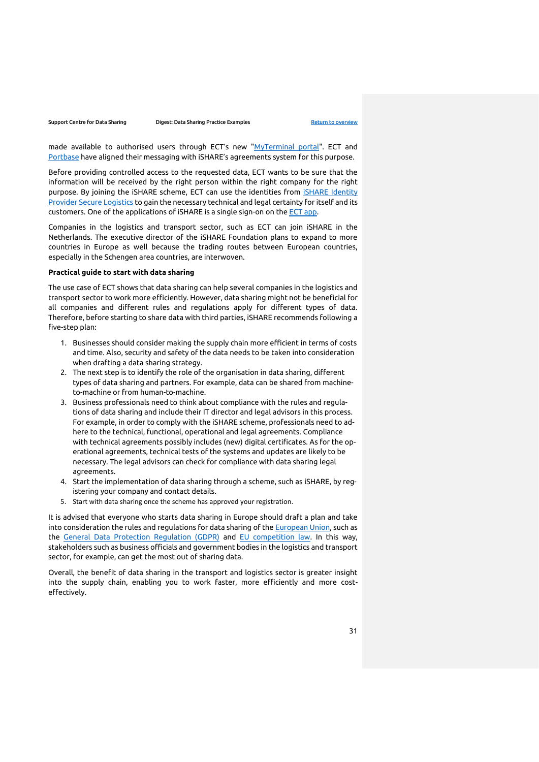made available to authorised users through ECT's new "MyTerminal portal". ECT and Portbase have aligned their messaging with iSHARE's agreements system for this purpose.

Before providing controlled access to the requested data, ECT wants to be sure that the information will be received by the right person within the right company for the right purpose. By joining the iSHARE scheme, ECT can use the identities from iSHARE Identity Provider Secure Logistics to gain the necessary technical and legal certainty for itself and its customers. One of the applications of iSHARE is a single sign-on on the ECT app.

Companies in the logistics and transport sector, such as ECT can join iSHARE in the Netherlands. The executive director of the iSHARE Foundation plans to expand to more countries in Europe as well because the trading routes between European countries, especially in the Schengen area countries, are interwoven.

**Practical guide to start with data sharing**

The use case of ECT shows that data sharing can help several companies in the logistics and transport sector to work more efficiently. However, data sharing might not be beneficial for all companies and different rules and regulations apply for different types of data. Therefore, before starting to share data with third parties, iSHARE recommends following a five-step plan:

1. Businesses should consider making the supply chain more efficient in terms of costs and time. Also, security and safety of the data needs to be taken into consideration when drafting a data sharing strategy.
2. The next step is to identify the role of the organisation in data sharing, different types of data sharing and partners. For example, data can be shared from machine-to-machine or from human-to-machine.
3. Business professionals need to think about compliance with the rules and regulations of data sharing and include their IT director and legal advisors in this process. For example, in order to comply with the iSHARE scheme, professionals need to adhere to the technical, functional, operational and legal agreements. Compliance with technical agreements possibly includes (new) digital certificates. As for the operational agreements, technical tests of the systems and updates are likely to be necessary. The legal advisors can check for compliance with data sharing legal agreements.
4. Start the implementation of data sharing through a scheme, such as iSHARE, by registering your company and contact details.
5. Start with data sharing once the scheme has approved your registration.

It is advised that everyone who starts data sharing in Europe should draft a plan and take into consideration the rules and regulations for data sharing of the European Union, such as the General Data Protection Regulation (GDPR) and EU competition law. In this way, stakeholders such as business officials and government bodies in the logistics and transport sector, for example, can get the most out of sharing data.

Overall, the benefit of data sharing in the transport and logistics sector is greater insight into the supply chain, enabling you to work faster, more efficiently and more cost-effectively.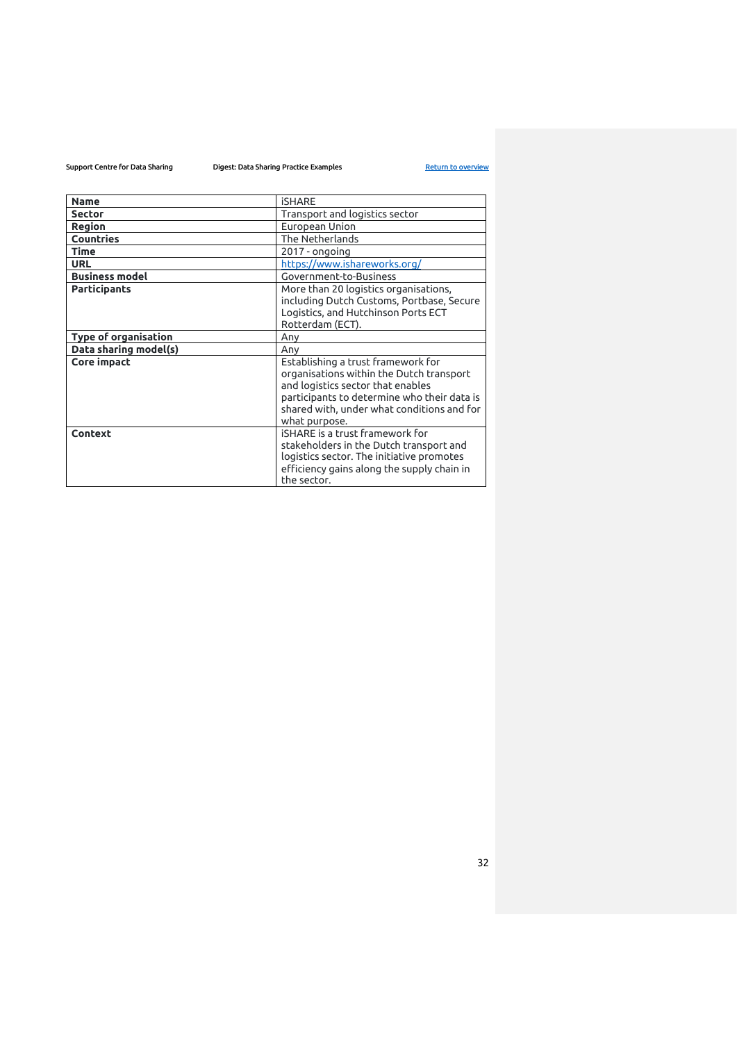| Name | iSHARE |
| --- | --- |
| Sector | Transport and logistics sector |
| Region | European Union |
| Countries | The Netherlands |
| Time | 2017 - ongoing |
| URL | https://www.ishareworks.org/ |
| Business model | Government-to-Business |
| Participants | More than 20 logistics organisations, including Dutch Customs, Portbase, Secure Logistics, and Hutchinson Ports ECT Rotterdam (ECT). |
| Type of organisation | Any |
| Data sharing model(s) | Any |
| Core impact | Establishing a trust framework for organisations within the Dutch transport and logistics sector that enables participants to determine who their data is shared with, under what conditions and for what purpose. |
| Context | iSHARE is a trust framework for stakeholders in the Dutch transport and logistics sector. The initiative promotes efficiency gains along the supply chain in the sector. |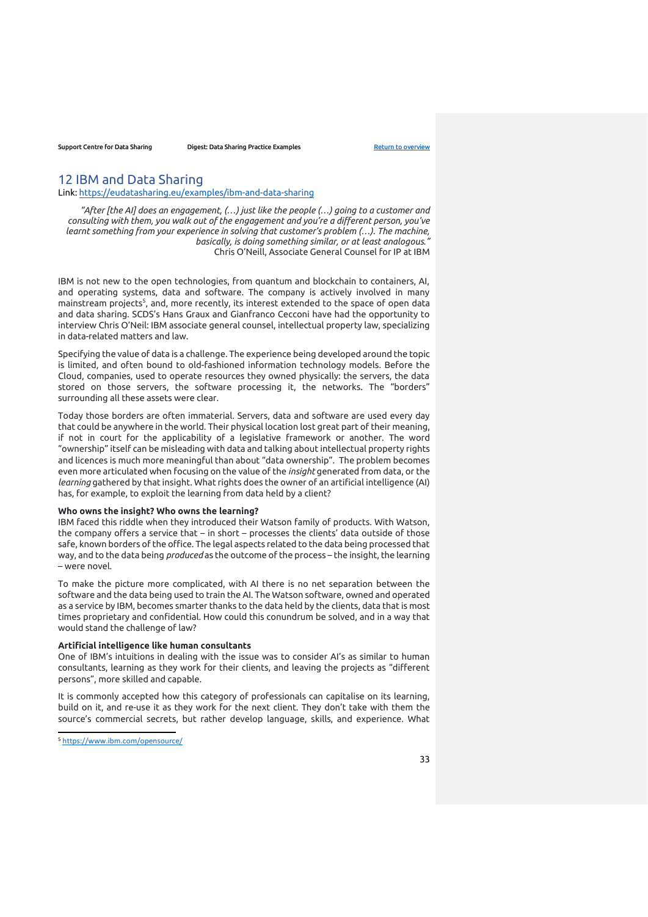## 12 IBM and Data Sharing

Link: https://eudatasharing.eu/examples/ibm-and-data-sharing

> *"After [the AI] does an engagement, (…) just like the people (…) going to a customer and consulting with them, you walk out of the engagement and you're a different person, you've learnt something from your experience in solving that customer's problem (…). The machine, basically, is doing something similar, or at least analogous."*
> Chris O'Neill, Associate General Counsel for IP at IBM

IBM is not new to the open technologies, from quantum and blockchain to containers, AI, and operating systems, data and software. The company is actively involved in many mainstream projects[5], and, more recently, its interest extended to the space of open data and data sharing. SCDS's Hans Graux and Gianfranco Cecconi have had the opportunity to interview Chris O'Neil: IBM associate general counsel, intellectual property law, specializing in data-related matters and law.

Specifying the value of data is a challenge. The experience being developed around the topic is limited, and often bound to old-fashioned information technology models. Before the Cloud, companies, used to operate resources they owned physically: the servers, the data stored on those servers, the software processing it, the networks. The "borders" surrounding all these assets were clear.

Today those borders are often immaterial. Servers, data and software are used every day that could be anywhere in the world. Their physical location lost great part of their meaning, if not in court for the applicability of a legislative framework or another. The word "ownership" itself can be misleading with data and talking about intellectual property rights and licences is much more meaningful than about "data ownership". The problem becomes even more articulated when focusing on the value of the *insight* generated from data, or the *learning* gathered by that insight. What rights does the owner of an artificial intelligence (AI) has, for example, to exploit the learning from data held by a client?

**Who owns the insight? Who owns the learning?**

IBM faced this riddle when they introduced their Watson family of products. With Watson, the company offers a service that – in short – processes the clients' data outside of those safe, known borders of the office. The legal aspects related to the data being processed that way, and to the data being *produced* as the outcome of the process – the insight, the learning – were novel.

To make the picture more complicated, with AI there is no net separation between the software and the data being used to train the AI. The Watson software, owned and operated as a service by IBM, becomes smarter thanks to the data held by the clients, data that is most times proprietary and confidential. How could this conundrum be solved, and in a way that would stand the challenge of law?

**Artificial intelligence like human consultants**

One of IBM's intuitions in dealing with the issue was to consider AI's as similar to human consultants, learning as they work for their clients, and leaving the projects as "different persons", more skilled and capable.

It is commonly accepted how this category of professionals can capitalise on its learning, build on it, and re-use it as they work for the next client. They don't take with them the source's commercial secrets, but rather develop language, skills, and experience. What

[5] https://www.ibm.com/opensource/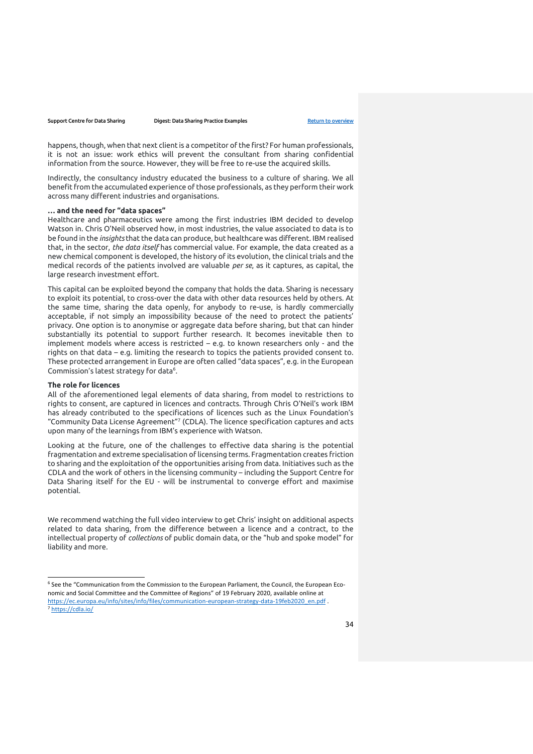happens, though, when that next client is a competitor of the first? For human professionals, it is not an issue: work ethics will prevent the consultant from sharing confidential information from the source. However, they will be free to re-use the acquired skills.

Indirectly, the consultancy industry educated the business to a culture of sharing. We all benefit from the accumulated experience of those professionals, as they perform their work across many different industries and organisations.

**… and the need for "data spaces"**

Healthcare and pharmaceutics were among the first industries IBM decided to develop Watson in. Chris O'Neil observed how, in most industries, the value associated to data is to be found in the *insights* that the data can produce, but healthcare was different. IBM realised that, in the sector, *the data itself* has commercial value. For example, the data created as a new chemical component is developed, the history of its evolution, the clinical trials and the medical records of the patients involved are valuable *per se*, as it captures, as capital, the large research investment effort.

This capital can be exploited beyond the company that holds the data. Sharing is necessary to exploit its potential, to cross-over the data with other data resources held by others. At the same time, sharing the data openly, for anybody to re-use, is hardly commercially acceptable, if not simply an impossibility because of the need to protect the patients' privacy. One option is to anonymise or aggregate data before sharing, but that can hinder substantially its potential to support further research. It becomes inevitable then to implement models where access is restricted – e.g. to known researchers only - and the rights on that data – e.g. limiting the research to topics the patients provided consent to. These protected arrangement in Europe are often called "data spaces", e.g. in the European Commission's latest strategy for data[6].

**The role for licences**

All of the aforementioned legal elements of data sharing, from model to restrictions to rights to consent, are captured in licences and contracts. Through Chris O'Neil's work IBM has already contributed to the specifications of licences such as the Linux Foundation's "Community Data License Agreement"[7] (CDLA). The licence specification captures and acts upon many of the learnings from IBM's experience with Watson.

Looking at the future, one of the challenges to effective data sharing is the potential fragmentation and extreme specialisation of licensing terms. Fragmentation creates friction to sharing and the exploitation of the opportunities arising from data. Initiatives such as the CDLA and the work of others in the licensing community – including the Support Centre for Data Sharing itself for the EU - will be instrumental to converge effort and maximise potential.

We recommend watching the full video interview to get Chris' insight on additional aspects related to data sharing, from the difference between a licence and a contract, to the intellectual property of *collections* of public domain data, or the "hub and spoke model" for liability and more.

---

[6] See the "Communication from the Commission to the European Parliament, the Council, the European Economic and Social Committee and the Committee of Regions" of 19 February 2020, available online at https://ec.europa.eu/info/sites/info/files/communication-european-strategy-data-19feb2020_en.pdf .

[7] https://cdla.io/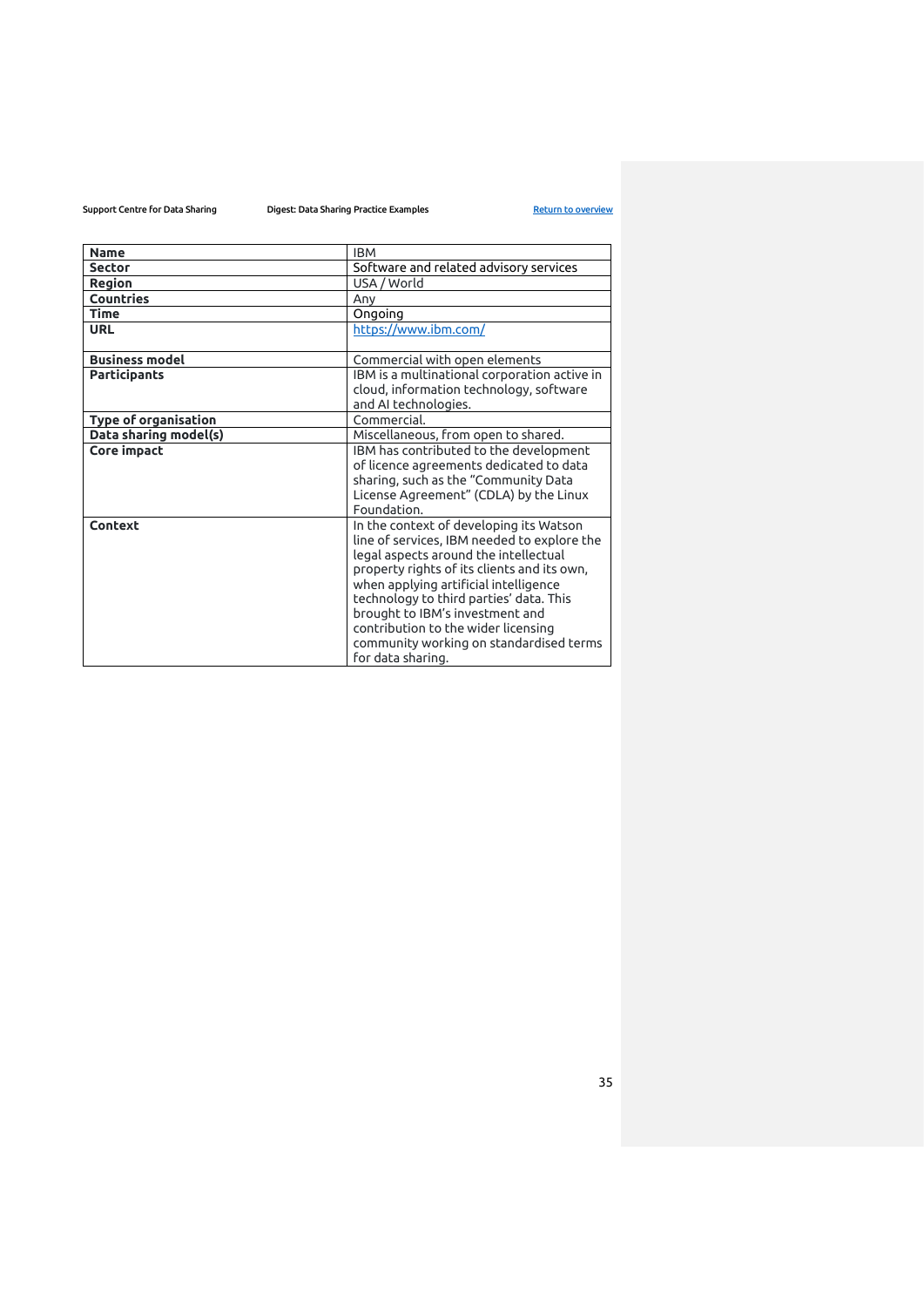| Name | IBM |
|---|---|
| Sector | Software and related advisory services |
| Region | USA / World |
| Countries | Any |
| Time | Ongoing |
| URL | https://www.ibm.com/ |
| Business model | Commercial with open elements |
| Participants | IBM is a multinational corporation active in cloud, information technology, software and AI technologies. |
| Type of organisation | Commercial. |
| Data sharing model(s) | Miscellaneous, from open to shared. |
| Core impact | IBM has contributed to the development of licence agreements dedicated to data sharing, such as the "Community Data License Agreement" (CDLA) by the Linux Foundation. |
| Context | In the context of developing its Watson line of services, IBM needed to explore the legal aspects around the intellectual property rights of its clients and its own, when applying artificial intelligence technology to third parties' data. This brought to IBM's investment and contribution to the wider licensing community working on standardised terms for data sharing. |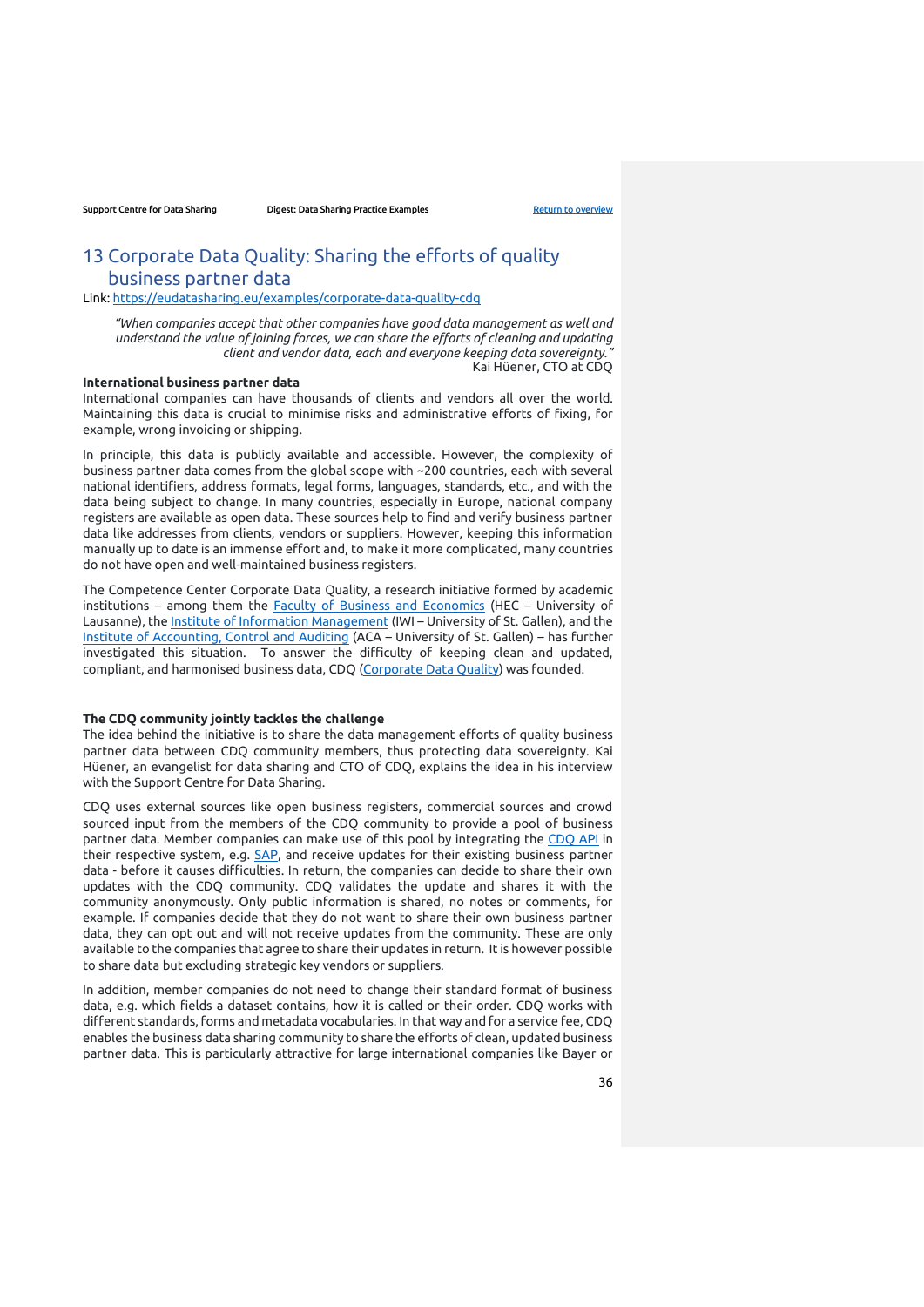# 13 Corporate Data Quality: Sharing the efforts of quality business partner data

Link: [https://eudatasharing.eu/examples/corporate-data-quality-cdq](https://eudatasharing.eu/examples/corporate-data-quality-cdq)

> *"When companies accept that other companies have good data management as well and understand the value of joining forces, we can share the efforts of cleaning and updating client and vendor data, each and everyone keeping data sovereignty."*
> Kai Hüener, CTO at CDQ

**International business partner data**

International companies can have thousands of clients and vendors all over the world. Maintaining this data is crucial to minimise risks and administrative efforts of fixing, for example, wrong invoicing or shipping.

In principle, this data is publicly available and accessible. However, the complexity of business partner data comes from the global scope with ~200 countries, each with several national identifiers, address formats, legal forms, languages, standards, etc., and with the data being subject to change. In many countries, especially in Europe, national company registers are available as open data. These sources help to find and verify business partner data like addresses from clients, vendors or suppliers. However, keeping this information manually up to date is an immense effort and, to make it more complicated, many countries do not have open and well-maintained business registers.

The Competence Center Corporate Data Quality, a research initiative formed by academic institutions – among them the Faculty of Business and Economics (HEC – University of Lausanne), the Institute of Information Management (IWI – University of St. Gallen), and the Institute of Accounting, Control and Auditing (ACA – University of St. Gallen) – has further investigated this situation. To answer the difficulty of keeping clean and updated, compliant, and harmonised business data, CDQ (Corporate Data Quality) was founded.

**The CDQ community jointly tackles the challenge**

The idea behind the initiative is to share the data management efforts of quality business partner data between CDQ community members, thus protecting data sovereignty. Kai Hüener, an evangelist for data sharing and CTO of CDQ, explains the idea in his interview with the Support Centre for Data Sharing.

CDQ uses external sources like open business registers, commercial sources and crowd sourced input from the members of the CDQ community to provide a pool of business partner data. Member companies can make use of this pool by integrating the CDQ API in their respective system, e.g. SAP, and receive updates for their existing business partner data - before it causes difficulties. In return, the companies can decide to share their own updates with the CDQ community. CDQ validates the update and shares it with the community anonymously. Only public information is shared, no notes or comments, for example. If companies decide that they do not want to share their own business partner data, they can opt out and will not receive updates from the community. These are only available to the companies that agree to share their updates in return. It is however possible to share data but excluding strategic key vendors or suppliers.

In addition, member companies do not need to change their standard format of business data, e.g. which fields a dataset contains, how it is called or their order. CDQ works with different standards, forms and metadata vocabularies. In that way and for a service fee, CDQ enables the business data sharing community to share the efforts of clean, updated business partner data. This is particularly attractive for large international companies like Bayer or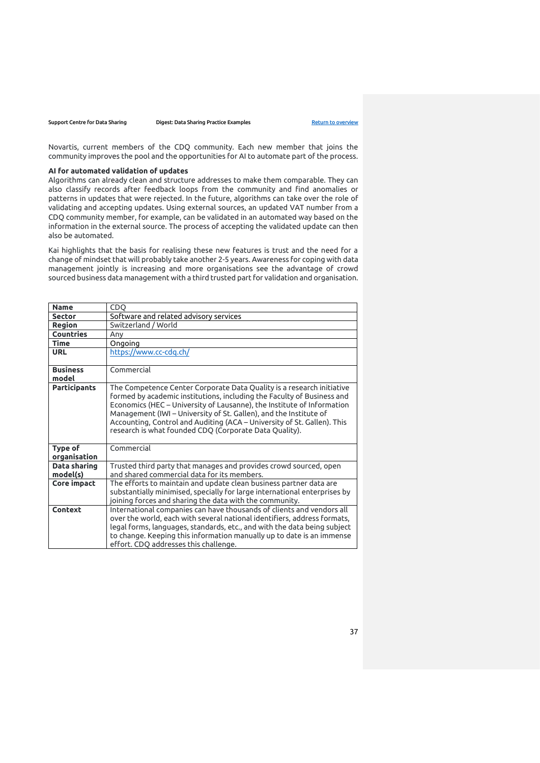Novartis, current members of the CDQ community. Each new member that joins the community improves the pool and the opportunities for AI to automate part of the process.

**AI for automated validation of updates**

Algorithms can already clean and structure addresses to make them comparable. They can also classify records after feedback loops from the community and find anomalies or patterns in updates that were rejected. In the future, algorithms can take over the role of validating and accepting updates. Using external sources, an updated VAT number from a CDQ community member, for example, can be validated in an automated way based on the information in the external source. The process of accepting the validated update can then also be automated.

Kai highlights that the basis for realising these new features is trust and the need for a change of mindset that will probably take another 2-5 years. Awareness for coping with data management jointly is increasing and more organisations see the advantage of crowd sourced business data management with a third trusted part for validation and organisation.

| **Name** | CDQ |
|---|---|
| **Sector** | Software and related advisory services |
| **Region** | Switzerland / World |
| **Countries** | Any |
| **Time** | Ongoing |
| **URL** | [https://www.cc-cdq.ch/](https://www.cc-cdq.ch/) |
| **Business model** | Commercial |
| **Participants** | The Competence Center Corporate Data Quality is a research initiative formed by academic institutions, including the Faculty of Business and Economics (HEC – University of Lausanne), the Institute of Information Management (IWI – University of St. Gallen), and the Institute of Accounting, Control and Auditing (ACA – University of St. Gallen). This research is what founded CDQ (Corporate Data Quality). |
| **Type of organisation** | Commercial |
| **Data sharing model(s)** | Trusted third party that manages and provides crowd sourced, open and shared commercial data for its members. |
| **Core impact** | The efforts to maintain and update clean business partner data are substantially minimised, specially for large international enterprises by joining forces and sharing the data with the community. |
| **Context** | International companies can have thousands of clients and vendors all over the world, each with several national identifiers, address formats, legal forms, languages, standards, etc., and with the data being subject to change. Keeping this information manually up to date is an immense effort. CDQ addresses this challenge. |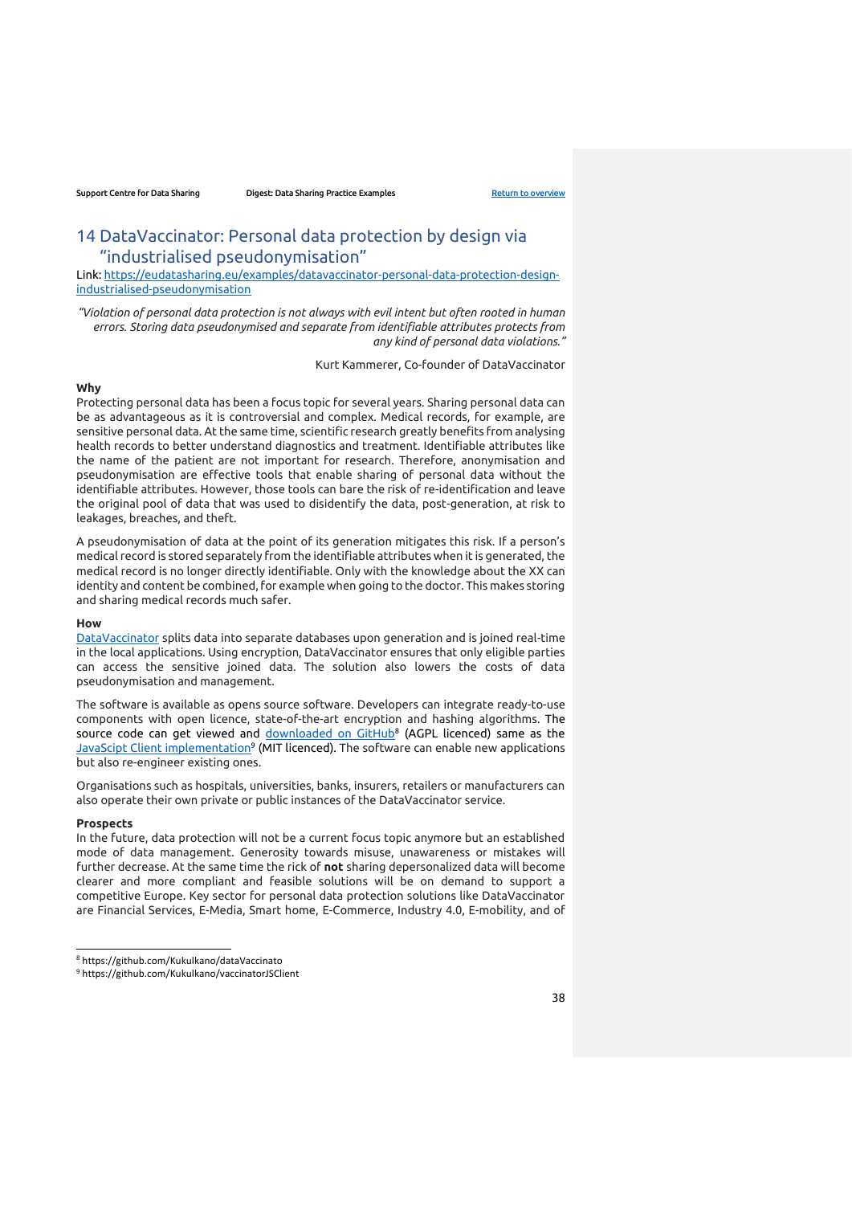## 14 DataVaccinator: Personal data protection by design via "industrialised pseudonymisation"

Link: [https://eudatasharing.eu/examples/datavaccinator-personal-data-protection-design-industrialised-pseudonymisation](https://eudatasharing.eu/examples/datavaccinator-personal-data-protection-design-industrialised-pseudonymisation)

> *"Violation of personal data protection is not always with evil intent but often rooted in human errors. Storing data pseudonymised and separate from identifiable attributes protects from any kind of personal data violations."*
>
> Kurt Kammerer, Co-founder of DataVaccinator

**Why**

Protecting personal data has been a focus topic for several years. Sharing personal data can be as advantageous as it is controversial and complex. Medical records, for example, are sensitive personal data. At the same time, scientific research greatly benefits from analysing health records to better understand diagnostics and treatment. Identifiable attributes like the name of the patient are not important for research. Therefore, anonymisation and pseudonymisation are effective tools that enable sharing of personal data without the identifiable attributes. However, those tools can bare the risk of re-identification and leave the original pool of data that was used to disidentify the data, post-generation, at risk to leakages, breaches, and theft.

A pseudonymisation of data at the point of its generation mitigates this risk. If a person's medical record is stored separately from the identifiable attributes when it is generated, the medical record is no longer directly identifiable. Only with the knowledge about the XX can identity and content be combined, for example when going to the doctor. This makes storing and sharing medical records much safer.

**How**

DataVaccinator splits data into separate databases upon generation and is joined real-time in the local applications. Using encryption, DataVaccinator ensures that only eligible parties can access the sensitive joined data. The solution also lowers the costs of data pseudonymisation and management.

The software is available as opens source software. Developers can integrate ready-to-use components with open licence, state-of-the-art encryption and hashing algorithms. The source code can get viewed and downloaded on GitHub[8] (AGPL licenced) same as the JavaScipt Client implementation[9] (MIT licenced). The software can enable new applications but also re-engineer existing ones.

Organisations such as hospitals, universities, banks, insurers, retailers or manufacturers can also operate their own private or public instances of the DataVaccinator service.

**Prospects**

In the future, data protection will not be a current focus topic anymore but an established mode of data management. Generosity towards misuse, unawareness or mistakes will further decrease. At the same time the rick of **not** sharing depersonalized data will become clearer and more compliant and feasible solutions will be on demand to support a competitive Europe. Key sector for personal data protection solutions like DataVaccinator are Financial Services, E-Media, Smart home, E-Commerce, Industry 4.0, E-mobility, and of

---

[8] https://github.com/Kukulkano/dataVaccinato

[9] https://github.com/Kukulkano/vaccinatorJSClient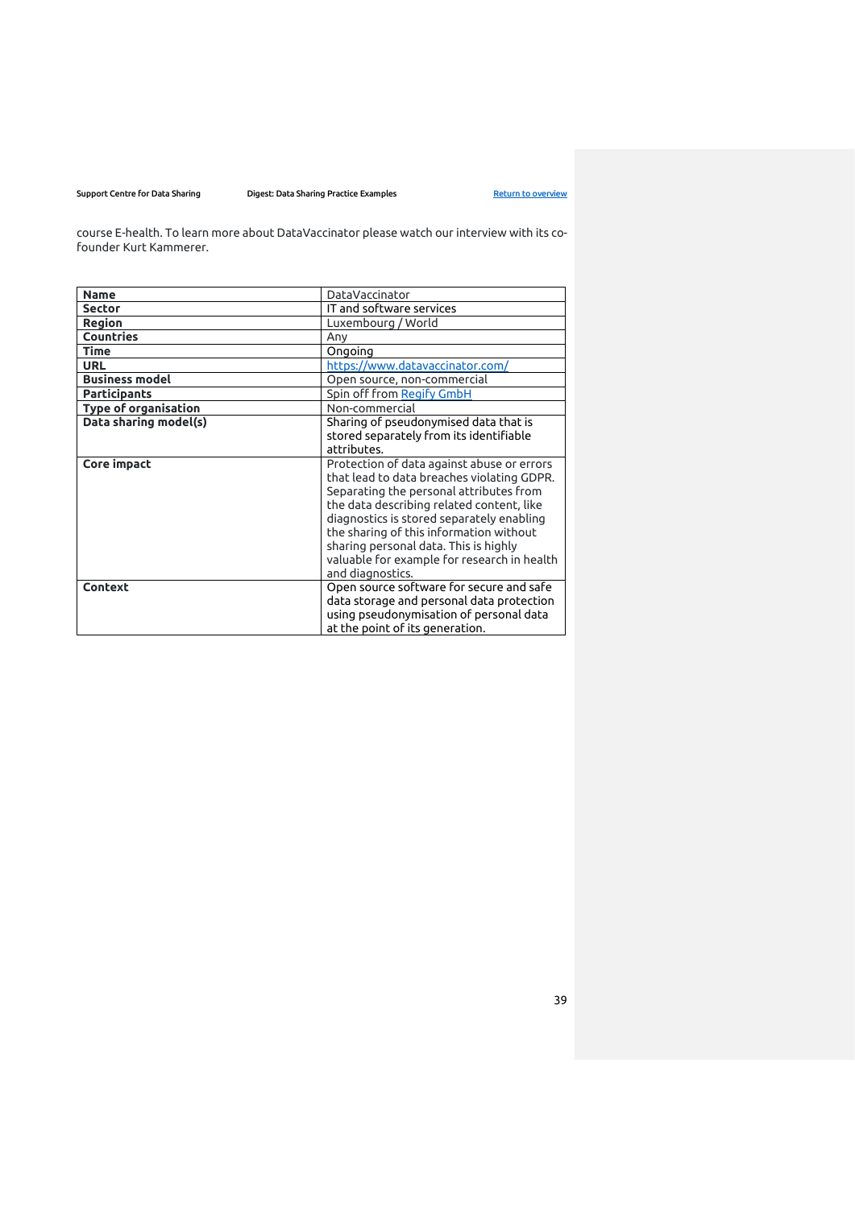course E-health. To learn more about DataVaccinator please watch our interview with its co-founder Kurt Kammerer.

| | |
|---|---|
| **Name** | DataVaccinator |
| **Sector** | IT and software services |
| **Region** | Luxembourg / World |
| **Countries** | Any |
| **Time** | Ongoing |
| **URL** | [https://www.datavaccinator.com/](https://www.datavaccinator.com/) |
| **Business model** | Open source, non-commercial |
| **Participants** | Spin off from Regify GmbH |
| **Type of organisation** | Non-commercial |
| **Data sharing model(s)** | Sharing of pseudonymised data that is stored separately from its identifiable attributes. |
| **Core impact** | Protection of data against abuse or errors that lead to data breaches violating GDPR. Separating the personal attributes from the data describing related content, like diagnostics is stored separately enabling the sharing of this information without sharing personal data. This is highly valuable for example for research in health and diagnostics. |
| **Context** | Open source software for secure and safe data storage and personal data protection using pseudonymisation of personal data at the point of its generation. |